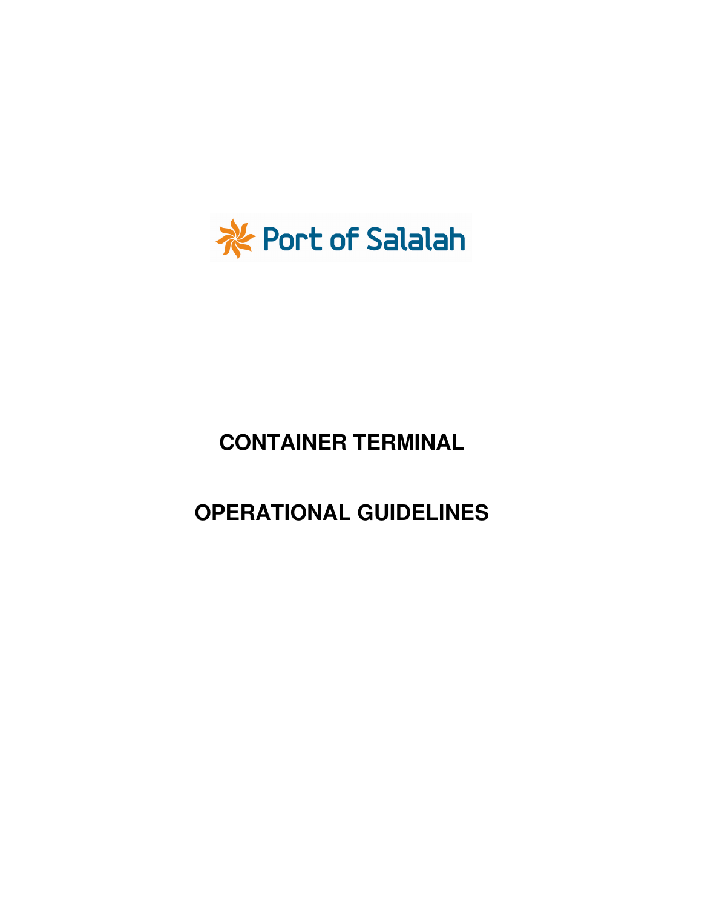Port of Salalah

# CONTAINER TERMINAL

# OPERATIONAL GUIDELINES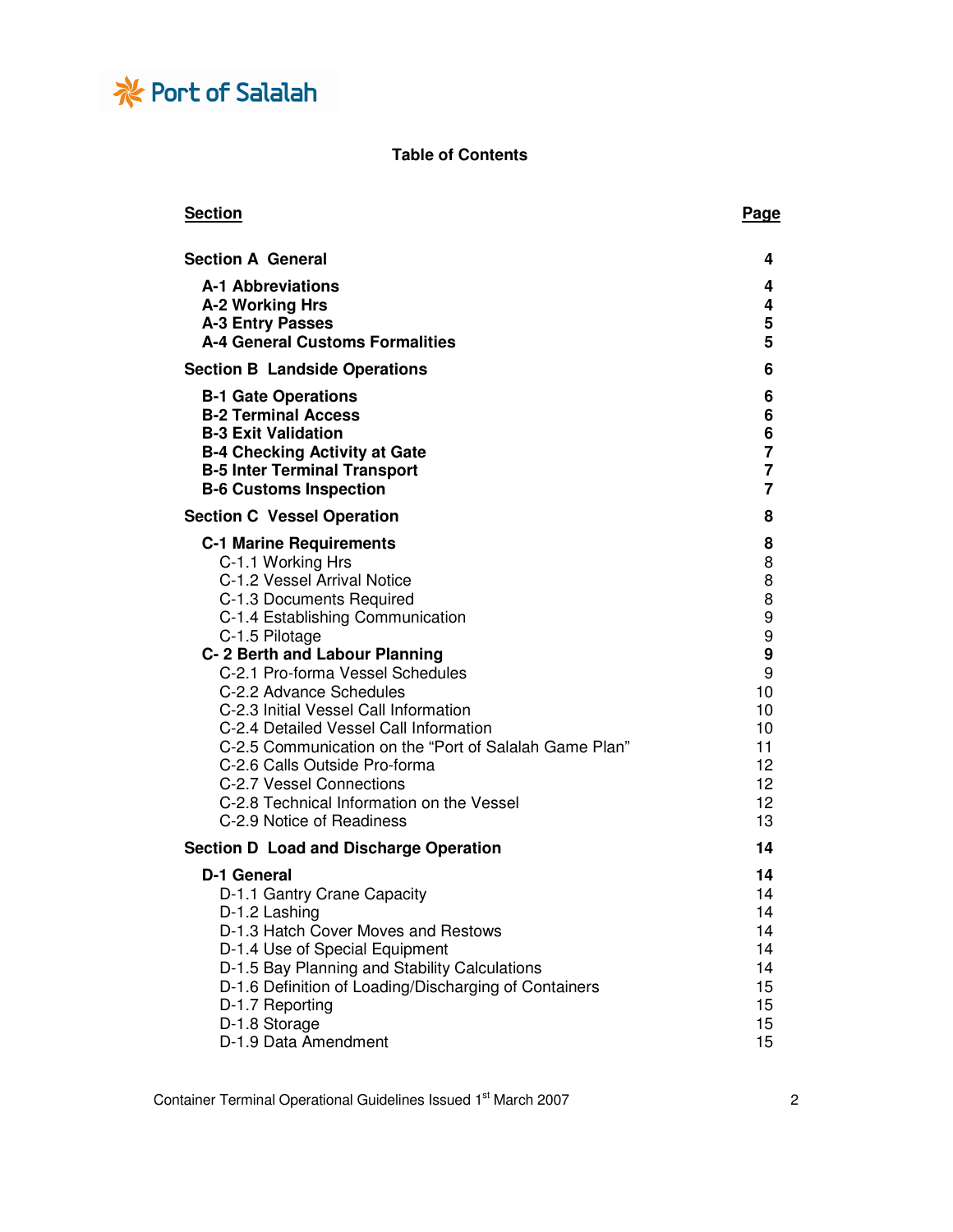# Table of Contents

| Section | Page |
|---|---|
| **Section A General** | **4** |
| **A-1 Abbreviations** | **4** |
| **A-2 Working Hrs** | **4** |
| **A-3 Entry Passes** | **5** |
| **A-4 General Customs Formalities** | **5** |
| **Section B Landside Operations** | **6** |
| **B-1 Gate Operations** | **6** |
| **B-2 Terminal Access** | **6** |
| **B-3 Exit Validation** | **6** |
| **B-4 Checking Activity at Gate** | **7** |
| **B-5 Inter Terminal Transport** | **7** |
| **B-6 Customs Inspection** | **7** |
| **Section C Vessel Operation** | **8** |
| **C-1 Marine Requirements** | **8** |
| C-1.1 Working Hrs | 8 |
| C-1.2 Vessel Arrival Notice | 8 |
| C-1.3 Documents Required | 8 |
| C-1.4 Establishing Communication | 9 |
| C-1.5 Pilotage | 9 |
| **C- 2 Berth and Labour Planning** | **9** |
| C-2.1 Pro-forma Vessel Schedules | 9 |
| C-2.2 Advance Schedules | 10 |
| C-2.3 Initial Vessel Call Information | 10 |
| C-2.4 Detailed Vessel Call Information | 10 |
| C-2.5 Communication on the "Port of Salalah Game Plan" | 11 |
| C-2.6 Calls Outside Pro-forma | 12 |
| C-2.7 Vessel Connections | 12 |
| C-2.8 Technical Information on the Vessel | 12 |
| C-2.9 Notice of Readiness | 13 |
| **Section D Load and Discharge Operation** | **14** |
| **D-1 General** | **14** |
| D-1.1 Gantry Crane Capacity | 14 |
| D-1.2 Lashing | 14 |
| D-1.3 Hatch Cover Moves and Restows | 14 |
| D-1.4 Use of Special Equipment | 14 |
| D-1.5 Bay Planning and Stability Calculations | 14 |
| D-1.6 Definition of Loading/Discharging of Containers | 15 |
| D-1.7 Reporting | 15 |
| D-1.8 Storage | 15 |
| D-1.9 Data Amendment | 15 |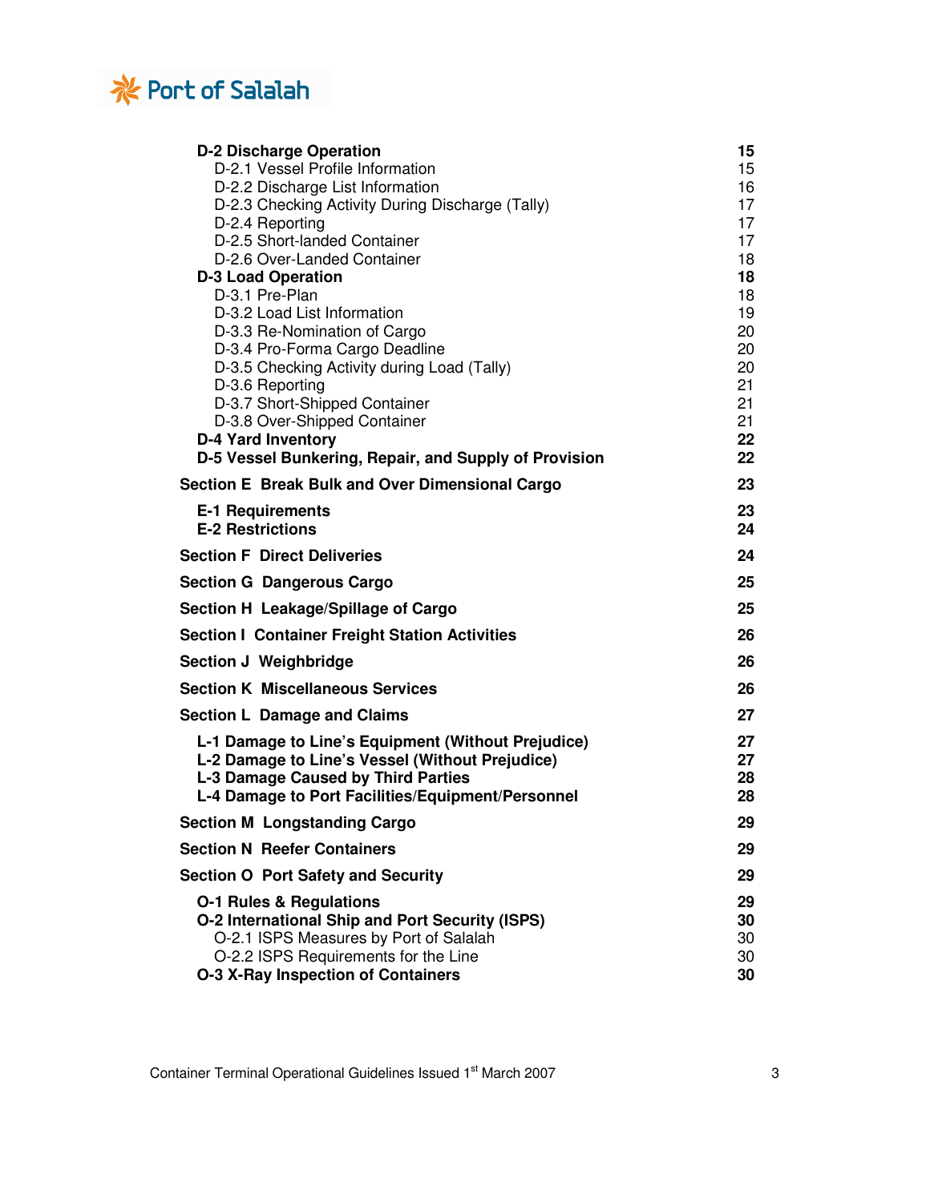| | |
|---|---|
| **D-2 Discharge Operation** | **15** |
| D-2.1 Vessel Profile Information | 15 |
| D-2.2 Discharge List Information | 16 |
| D-2.3 Checking Activity During Discharge (Tally) | 17 |
| D-2.4 Reporting | 17 |
| D-2.5 Short-landed Container | 17 |
| D-2.6 Over-Landed Container | 18 |
| **D-3 Load Operation** | **18** |
| D-3.1 Pre-Plan | 18 |
| D-3.2 Load List Information | 19 |
| D-3.3 Re-Nomination of Cargo | 20 |
| D-3.4 Pro-Forma Cargo Deadline | 20 |
| D-3.5 Checking Activity during Load (Tally) | 20 |
| D-3.6 Reporting | 21 |
| D-3.7 Short-Shipped Container | 21 |
| D-3.8 Over-Shipped Container | 21 |
| **D-4 Yard Inventory** | **22** |
| **D-5 Vessel Bunkering, Repair, and Supply of Provision** | **22** |
| **Section E Break Bulk and Over Dimensional Cargo** | **23** |
| **E-1 Requirements** | **23** |
| **E-2 Restrictions** | **24** |
| **Section F Direct Deliveries** | **24** |
| **Section G Dangerous Cargo** | **25** |
| **Section H Leakage/Spillage of Cargo** | **25** |
| **Section I Container Freight Station Activities** | **26** |
| **Section J Weighbridge** | **26** |
| **Section K Miscellaneous Services** | **26** |
| **Section L Damage and Claims** | **27** |
| **L-1 Damage to Line's Equipment (Without Prejudice)** | **27** |
| **L-2 Damage to Line's Vessel (Without Prejudice)** | **27** |
| **L-3 Damage Caused by Third Parties** | **28** |
| **L-4 Damage to Port Facilities/Equipment/Personnel** | **28** |
| **Section M Longstanding Cargo** | **29** |
| **Section N Reefer Containers** | **29** |
| **Section O Port Safety and Security** | **29** |
| **O-1 Rules & Regulations** | **29** |
| **O-2 International Ship and Port Security (ISPS)** | **30** |
| O-2.1 ISPS Measures by Port of Salalah | 30 |
| O-2.2 ISPS Requirements for the Line | 30 |
| **O-3 X-Ray Inspection of Containers** | **30** |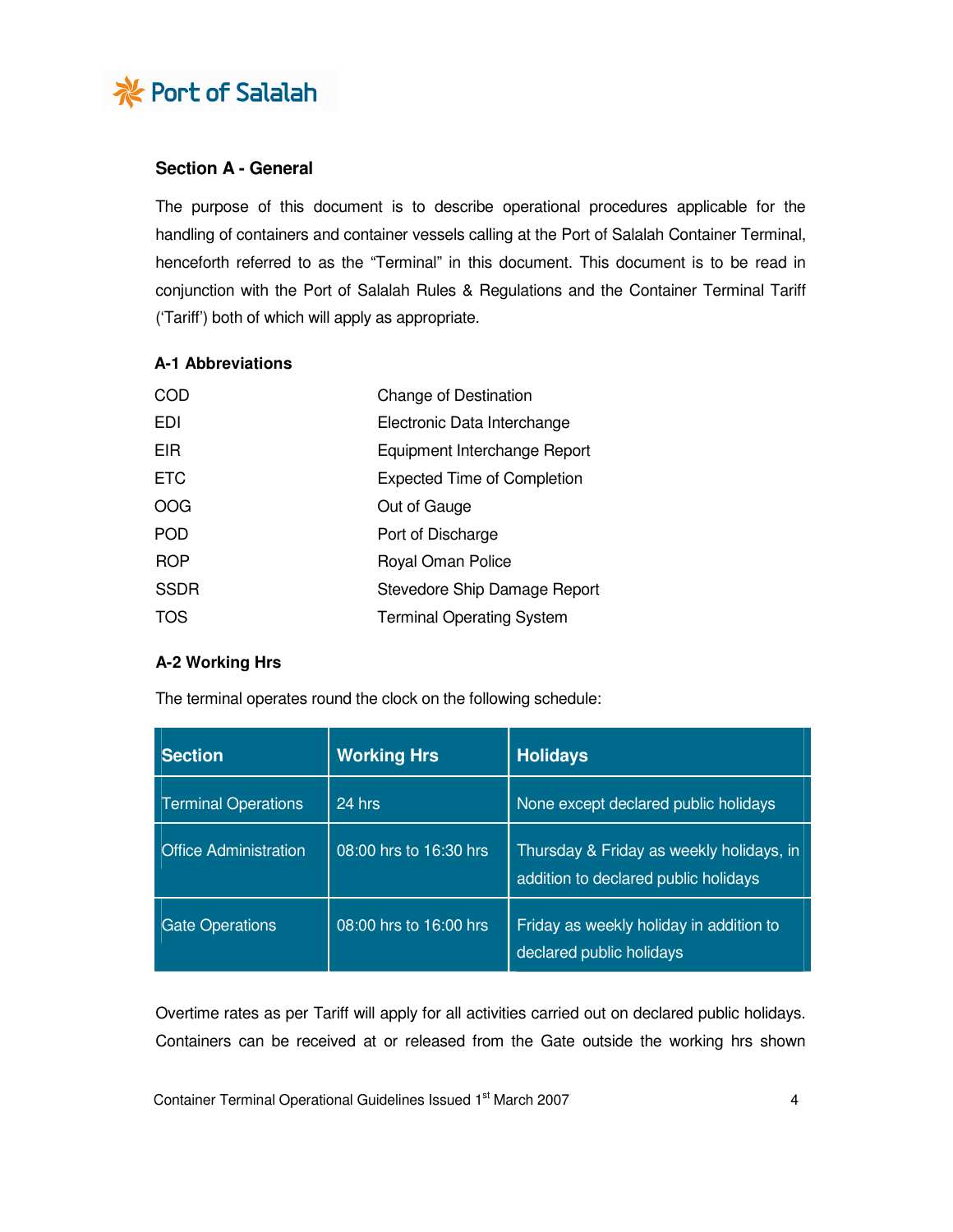## Section A - General

The purpose of this document is to describe operational procedures applicable for the handling of containers and container vessels calling at the Port of Salalah Container Terminal, henceforth referred to as the "Terminal" in this document. This document is to be read in conjunction with the Port of Salalah Rules & Regulations and the Container Terminal Tariff ('Tariff') both of which will apply as appropriate.

### A-1 Abbreviations

| | |
|---|---|
| COD | Change of Destination |
| EDI | Electronic Data Interchange |
| EIR | Equipment Interchange Report |
| ETC | Expected Time of Completion |
| OOG | Out of Gauge |
| POD | Port of Discharge |
| ROP | Royal Oman Police |
| SSDR | Stevedore Ship Damage Report |
| TOS | Terminal Operating System |

### A-2 Working Hrs

The terminal operates round the clock on the following schedule:

| Section | Working Hrs | Holidays |
|---|---|---|
| Terminal Operations | 24 hrs | None except declared public holidays |
| Office Administration | 08:00 hrs to 16:30 hrs | Thursday & Friday as weekly holidays, in addition to declared public holidays |
| Gate Operations | 08:00 hrs to 16:00 hrs | Friday as weekly holiday in addition to declared public holidays |

Overtime rates as per Tariff will apply for all activities carried out on declared public holidays. Containers can be received at or released from the Gate outside the working hrs shown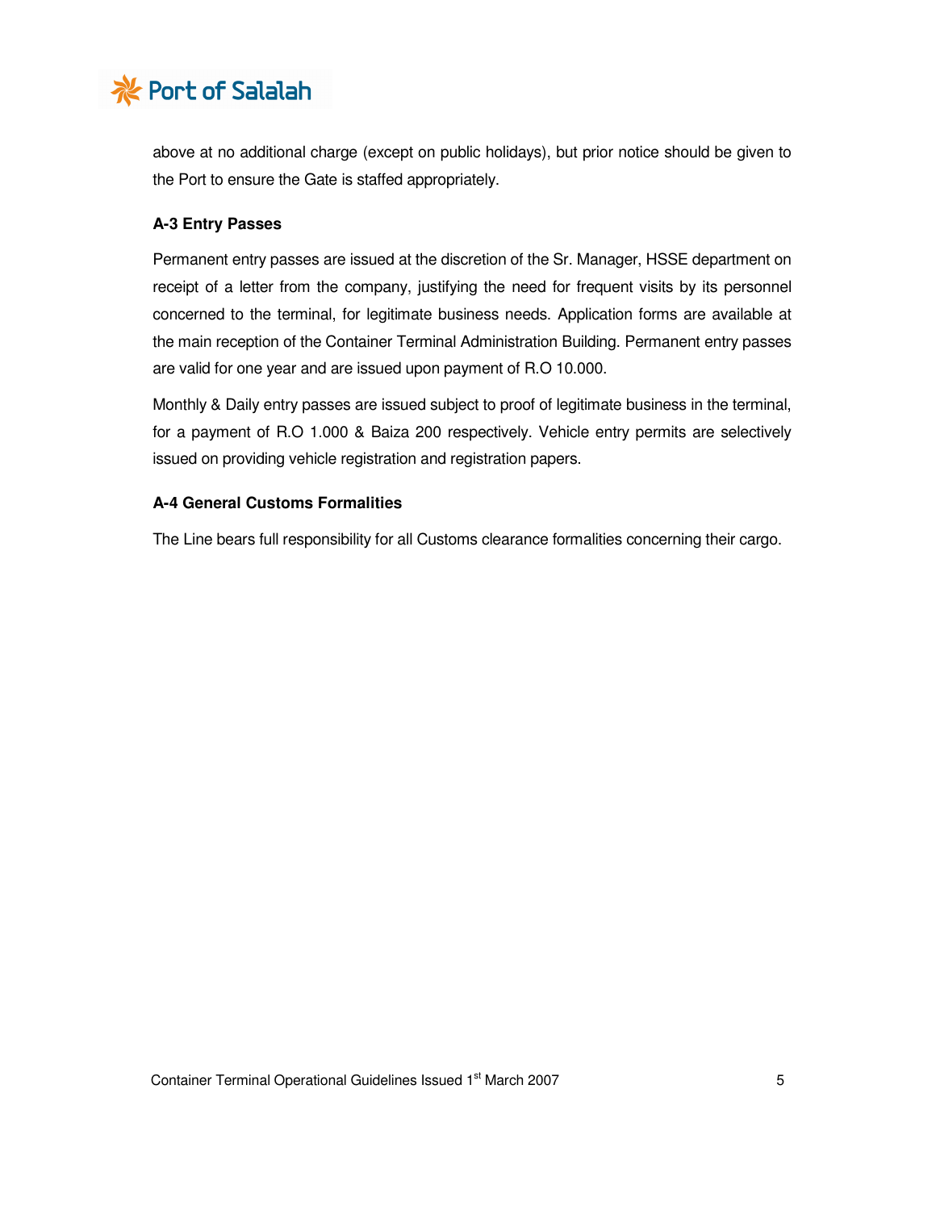above at no additional charge (except on public holidays), but prior notice should be given to the Port to ensure the Gate is staffed appropriately.

### A-3 Entry Passes

Permanent entry passes are issued at the discretion of the Sr. Manager, HSSE department on receipt of a letter from the company, justifying the need for frequent visits by its personnel concerned to the terminal, for legitimate business needs. Application forms are available at the main reception of the Container Terminal Administration Building. Permanent entry passes are valid for one year and are issued upon payment of R.O 10.000.

Monthly & Daily entry passes are issued subject to proof of legitimate business in the terminal, for a payment of R.O 1.000 & Baiza 200 respectively. Vehicle entry permits are selectively issued on providing vehicle registration and registration papers.

### A-4 General Customs Formalities

The Line bears full responsibility for all Customs clearance formalities concerning their cargo.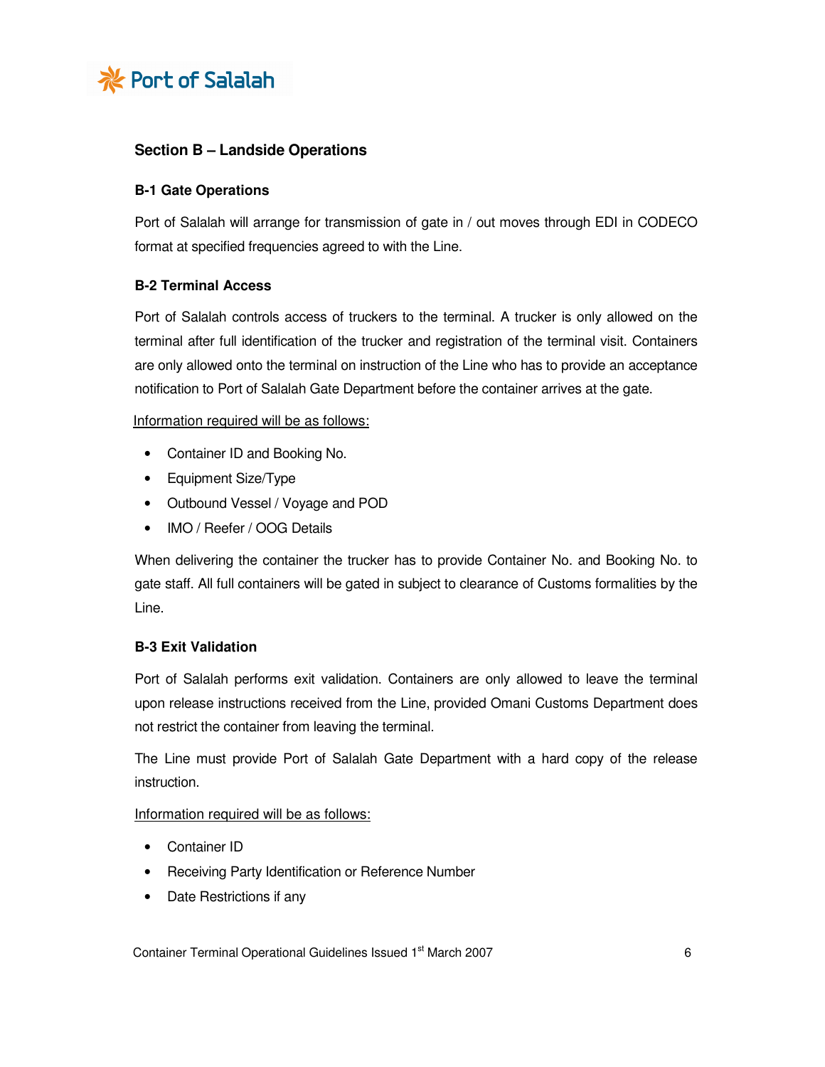## Section B – Landside Operations

### B-1 Gate Operations

Port of Salalah will arrange for transmission of gate in / out moves through EDI in CODECO format at specified frequencies agreed to with the Line.

### B-2 Terminal Access

Port of Salalah controls access of truckers to the terminal. A trucker is only allowed on the terminal after full identification of the trucker and registration of the terminal visit. Containers are only allowed onto the terminal on instruction of the Line who has to provide an acceptance notification to Port of Salalah Gate Department before the container arrives at the gate.

Information required will be as follows:

- Container ID and Booking No.
- Equipment Size/Type
- Outbound Vessel / Voyage and POD
- IMO / Reefer / OOG Details

When delivering the container the trucker has to provide Container No. and Booking No. to gate staff. All full containers will be gated in subject to clearance of Customs formalities by the Line.

### B-3 Exit Validation

Port of Salalah performs exit validation. Containers are only allowed to leave the terminal upon release instructions received from the Line, provided Omani Customs Department does not restrict the container from leaving the terminal.

The Line must provide Port of Salalah Gate Department with a hard copy of the release instruction.

Information required will be as follows:

- Container ID
- Receiving Party Identification or Reference Number
- Date Restrictions if any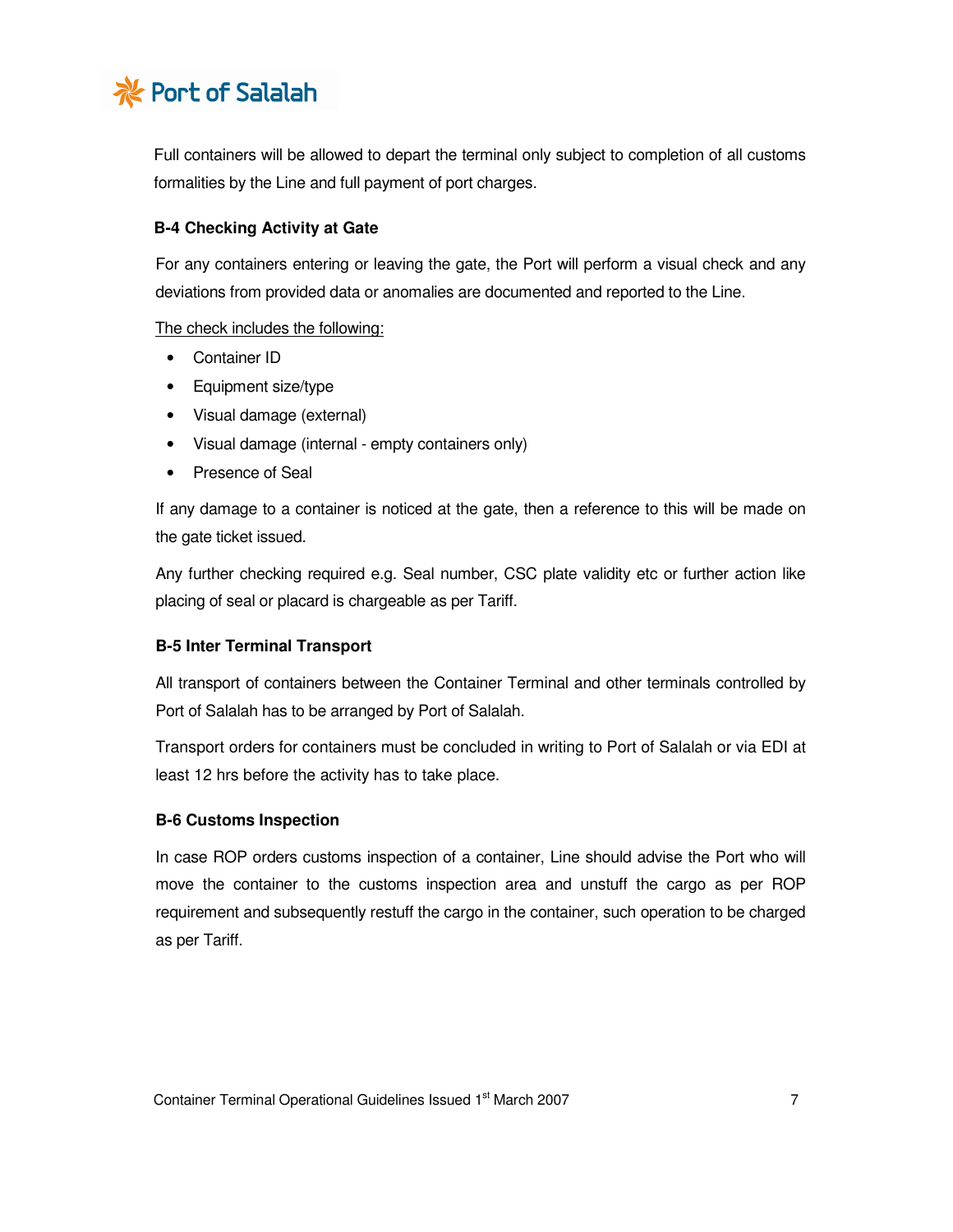Full containers will be allowed to depart the terminal only subject to completion of all customs formalities by the Line and full payment of port charges.

### B-4 Checking Activity at Gate

For any containers entering or leaving the gate, the Port will perform a visual check and any deviations from provided data or anomalies are documented and reported to the Line.

The check includes the following:

- Container ID
- Equipment size/type
- Visual damage (external)
- Visual damage (internal - empty containers only)
- Presence of Seal

If any damage to a container is noticed at the gate, then a reference to this will be made on the gate ticket issued.

Any further checking required e.g. Seal number, CSC plate validity etc or further action like placing of seal or placard is chargeable as per Tariff.

### B-5 Inter Terminal Transport

All transport of containers between the Container Terminal and other terminals controlled by Port of Salalah has to be arranged by Port of Salalah.

Transport orders for containers must be concluded in writing to Port of Salalah or via EDI at least 12 hrs before the activity has to take place.

### B-6 Customs Inspection

In case ROP orders customs inspection of a container, Line should advise the Port who will move the container to the customs inspection area and unstuff the cargo as per ROP requirement and subsequently restuff the cargo in the container, such operation to be charged as per Tariff.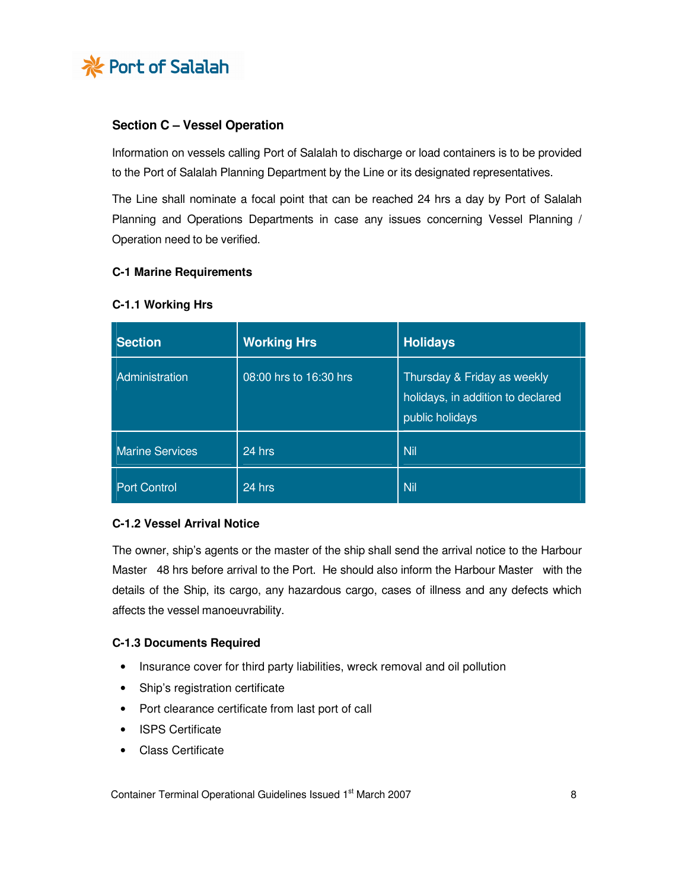## Section C – Vessel Operation

Information on vessels calling Port of Salalah to discharge or load containers is to be provided to the Port of Salalah Planning Department by the Line or its designated representatives.

The Line shall nominate a focal point that can be reached 24 hrs a day by Port of Salalah Planning and Operations Departments in case any issues concerning Vessel Planning / Operation need to be verified.

### C-1 Marine Requirements

#### C-1.1 Working Hrs

| Section | Working Hrs | Holidays |
|---|---|---|
| Administration | 08:00 hrs to 16:30 hrs | Thursday & Friday as weekly holidays, in addition to declared public holidays |
| Marine Services | 24 hrs | Nil |
| Port Control | 24 hrs | Nil |

#### C-1.2 Vessel Arrival Notice

The owner, ship's agents or the master of the ship shall send the arrival notice to the Harbour Master 48 hrs before arrival to the Port. He should also inform the Harbour Master with the details of the Ship, its cargo, any hazardous cargo, cases of illness and any defects which affects the vessel manoeuvrability.

#### C-1.3 Documents Required

- Insurance cover for third party liabilities, wreck removal and oil pollution
- Ship's registration certificate
- Port clearance certificate from last port of call
- ISPS Certificate
- Class Certificate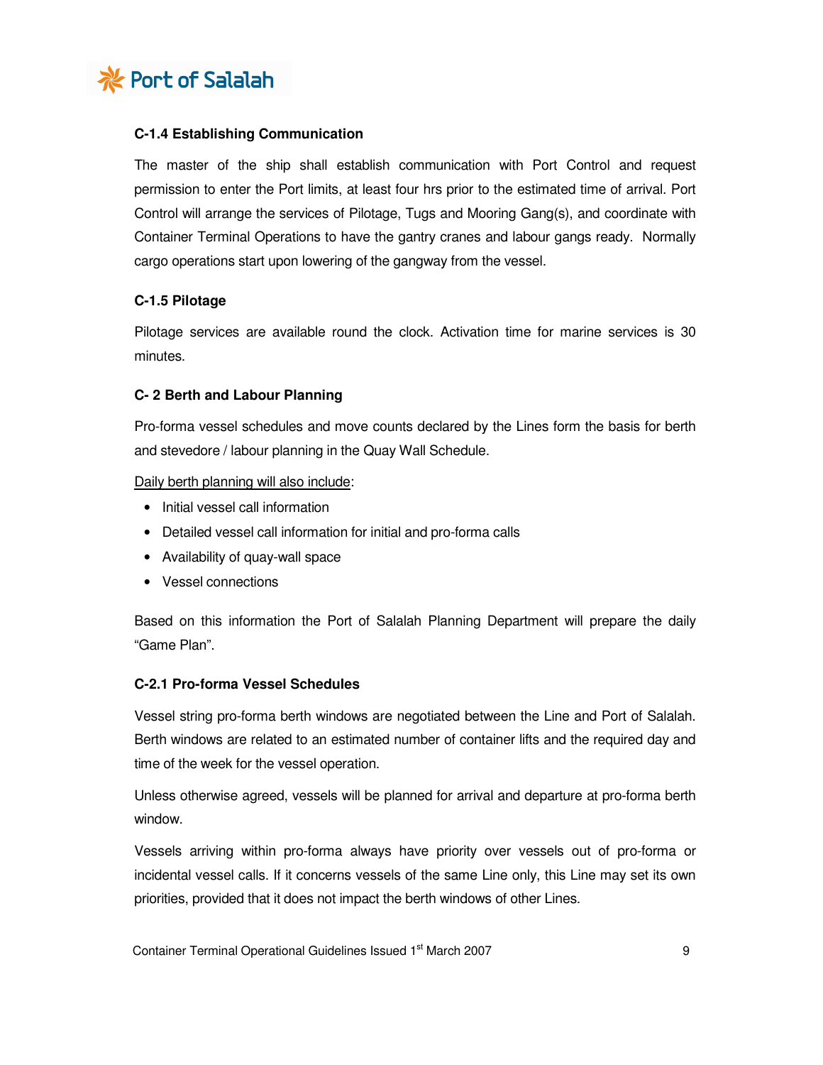**C-1.4 Establishing Communication**

The master of the ship shall establish communication with Port Control and request permission to enter the Port limits, at least four hrs prior to the estimated time of arrival. Port Control will arrange the services of Pilotage, Tugs and Mooring Gang(s), and coordinate with Container Terminal Operations to have the gantry cranes and labour gangs ready. Normally cargo operations start upon lowering of the gangway from the vessel.

**C-1.5 Pilotage**

Pilotage services are available round the clock. Activation time for marine services is 30 minutes.

**C- 2 Berth and Labour Planning**

Pro-forma vessel schedules and move counts declared by the Lines form the basis for berth and stevedore / labour planning in the Quay Wall Schedule.

Daily berth planning will also include:

- Initial vessel call information
- Detailed vessel call information for initial and pro-forma calls
- Availability of quay-wall space
- Vessel connections

Based on this information the Port of Salalah Planning Department will prepare the daily "Game Plan".

**C-2.1 Pro-forma Vessel Schedules**

Vessel string pro-forma berth windows are negotiated between the Line and Port of Salalah. Berth windows are related to an estimated number of container lifts and the required day and time of the week for the vessel operation.

Unless otherwise agreed, vessels will be planned for arrival and departure at pro-forma berth window.

Vessels arriving within pro-forma always have priority over vessels out of pro-forma or incidental vessel calls. If it concerns vessels of the same Line only, this Line may set its own priorities, provided that it does not impact the berth windows of other Lines.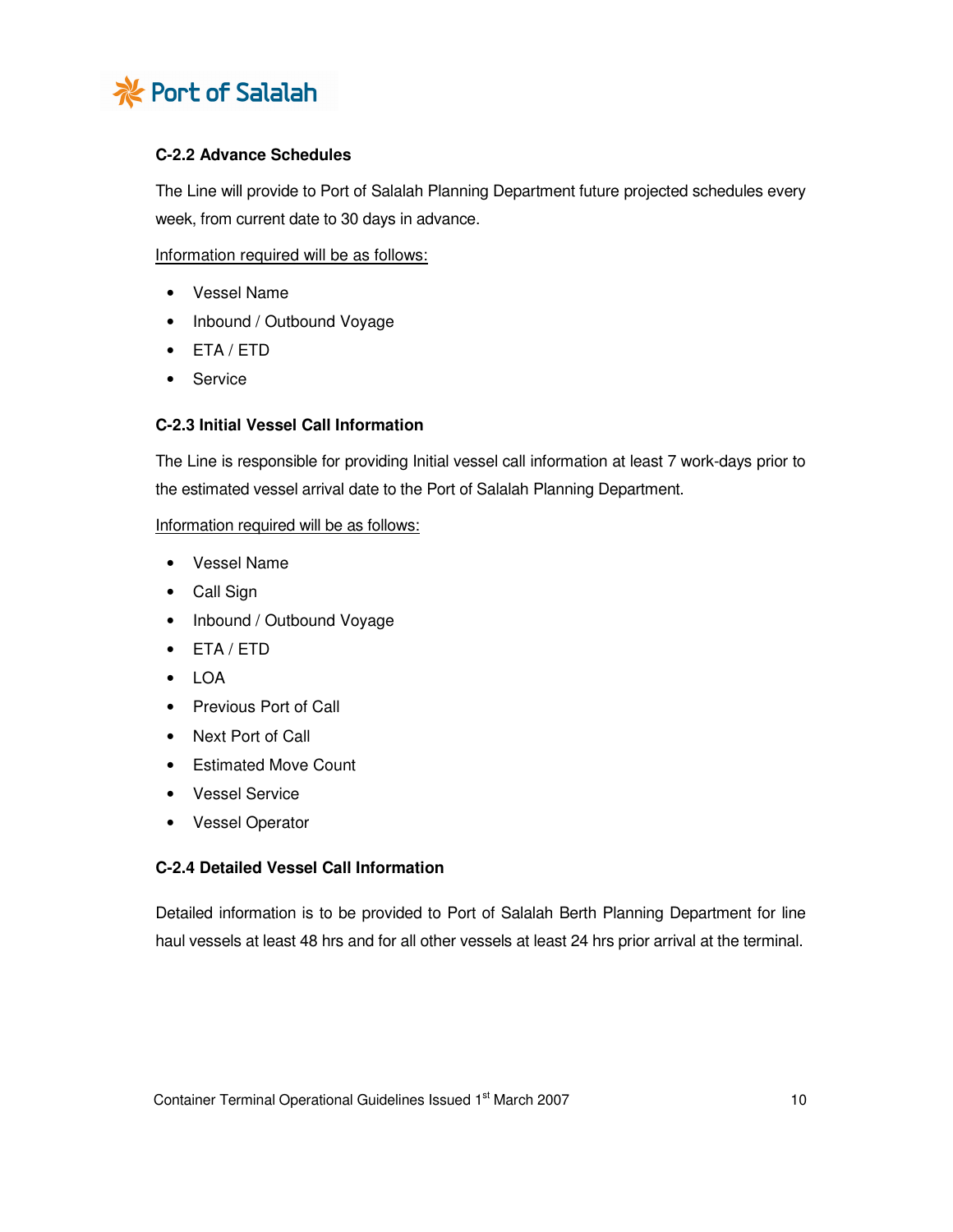#### C-2.2 Advance Schedules

The Line will provide to Port of Salalah Planning Department future projected schedules every week, from current date to 30 days in advance.

Information required will be as follows:

- Vessel Name
- Inbound / Outbound Voyage
- ETA / ETD
- Service

#### C-2.3 Initial Vessel Call Information

The Line is responsible for providing Initial vessel call information at least 7 work-days prior to the estimated vessel arrival date to the Port of Salalah Planning Department.

Information required will be as follows:

- Vessel Name
- Call Sign
- Inbound / Outbound Voyage
- ETA / ETD
- LOA
- Previous Port of Call
- Next Port of Call
- Estimated Move Count
- Vessel Service
- Vessel Operator

#### C-2.4 Detailed Vessel Call Information

Detailed information is to be provided to Port of Salalah Berth Planning Department for line haul vessels at least 48 hrs and for all other vessels at least 24 hrs prior arrival at the terminal.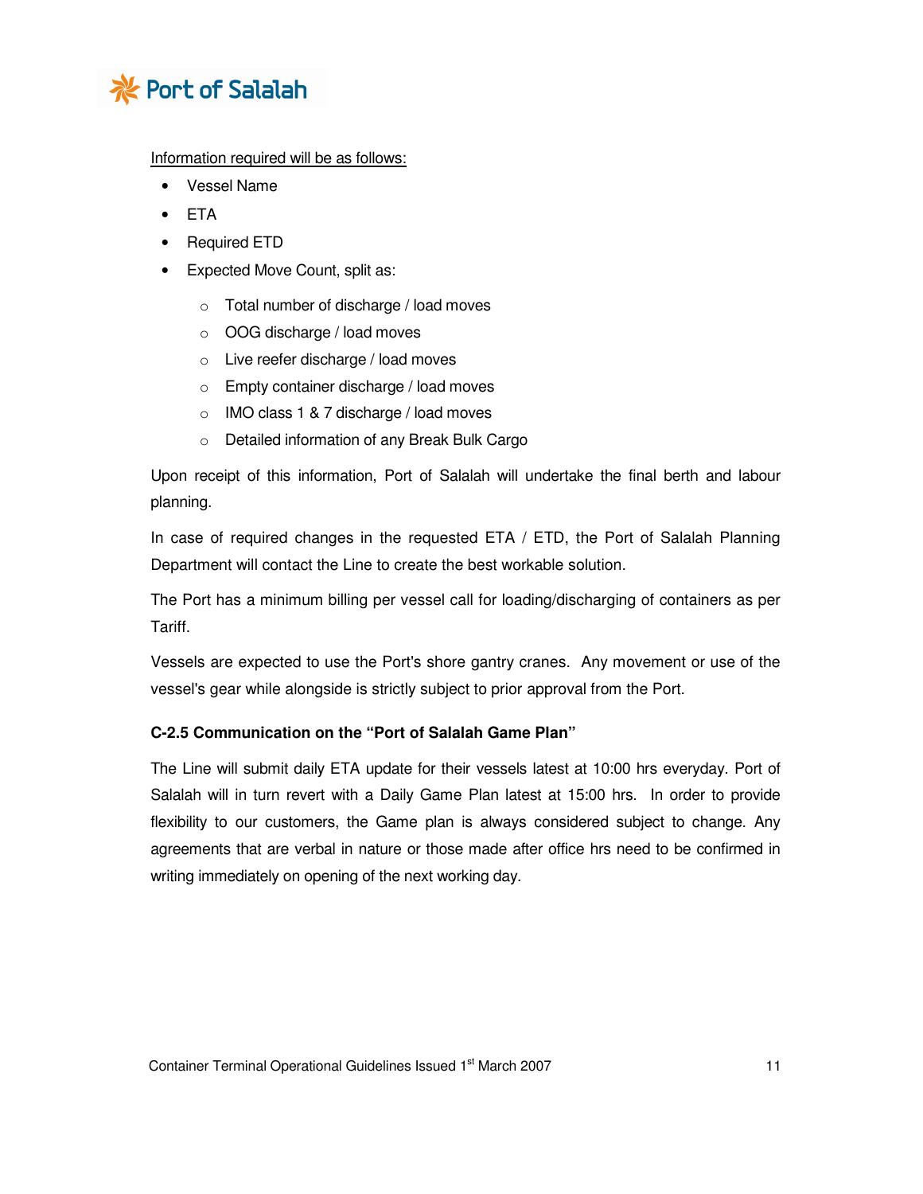Information required will be as follows:

- Vessel Name
- ETA
- Required ETD
- Expected Move Count, split as:
  - Total number of discharge / load moves
  - OOG discharge / load moves
  - Live reefer discharge / load moves
  - Empty container discharge / load moves
  - IMO class 1 & 7 discharge / load moves
  - Detailed information of any Break Bulk Cargo

Upon receipt of this information, Port of Salalah will undertake the final berth and labour planning.

In case of required changes in the requested ETA / ETD, the Port of Salalah Planning Department will contact the Line to create the best workable solution.

The Port has a minimum billing per vessel call for loading/discharging of containers as per Tariff.

Vessels are expected to use the Port's shore gantry cranes. Any movement or use of the vessel's gear while alongside is strictly subject to prior approval from the Port.

### C-2.5 Communication on the "Port of Salalah Game Plan"

The Line will submit daily ETA update for their vessels latest at 10:00 hrs everyday. Port of Salalah will in turn revert with a Daily Game Plan latest at 15:00 hrs. In order to provide flexibility to our customers, the Game plan is always considered subject to change. Any agreements that are verbal in nature or those made after office hrs need to be confirmed in writing immediately on opening of the next working day.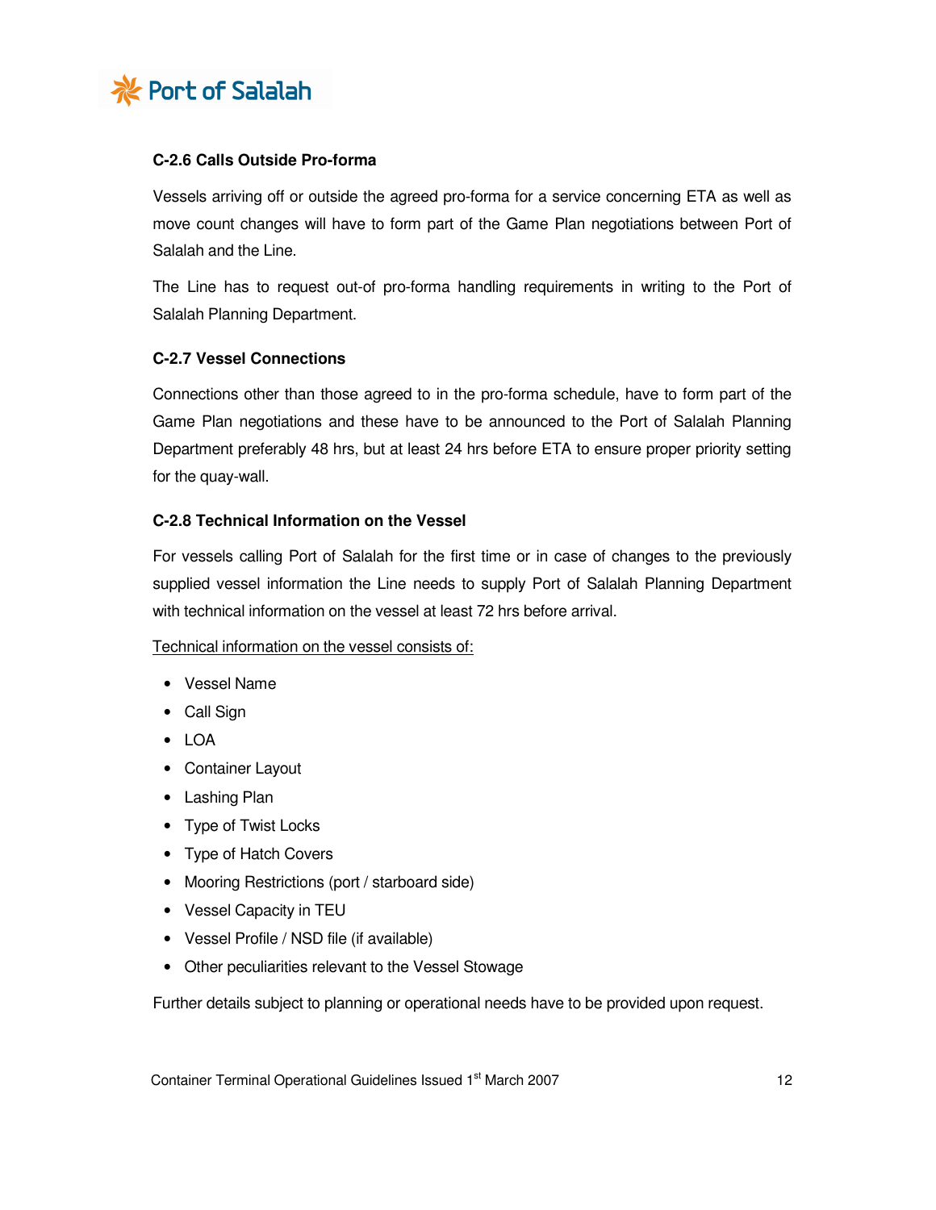### C-2.6 Calls Outside Pro-forma

Vessels arriving off or outside the agreed pro-forma for a service concerning ETA as well as move count changes will have to form part of the Game Plan negotiations between Port of Salalah and the Line.

The Line has to request out-of pro-forma handling requirements in writing to the Port of Salalah Planning Department.

### C-2.7 Vessel Connections

Connections other than those agreed to in the pro-forma schedule, have to form part of the Game Plan negotiations and these have to be announced to the Port of Salalah Planning Department preferably 48 hrs, but at least 24 hrs before ETA to ensure proper priority setting for the quay-wall.

### C-2.8 Technical Information on the Vessel

For vessels calling Port of Salalah for the first time or in case of changes to the previously supplied vessel information the Line needs to supply Port of Salalah Planning Department with technical information on the vessel at least 72 hrs before arrival.

<u>Technical information on the vessel consists of:</u>

- Vessel Name
- Call Sign
- LOA
- Container Layout
- Lashing Plan
- Type of Twist Locks
- Type of Hatch Covers
- Mooring Restrictions (port / starboard side)
- Vessel Capacity in TEU
- Vessel Profile / NSD file (if available)
- Other peculiarities relevant to the Vessel Stowage

Further details subject to planning or operational needs have to be provided upon request.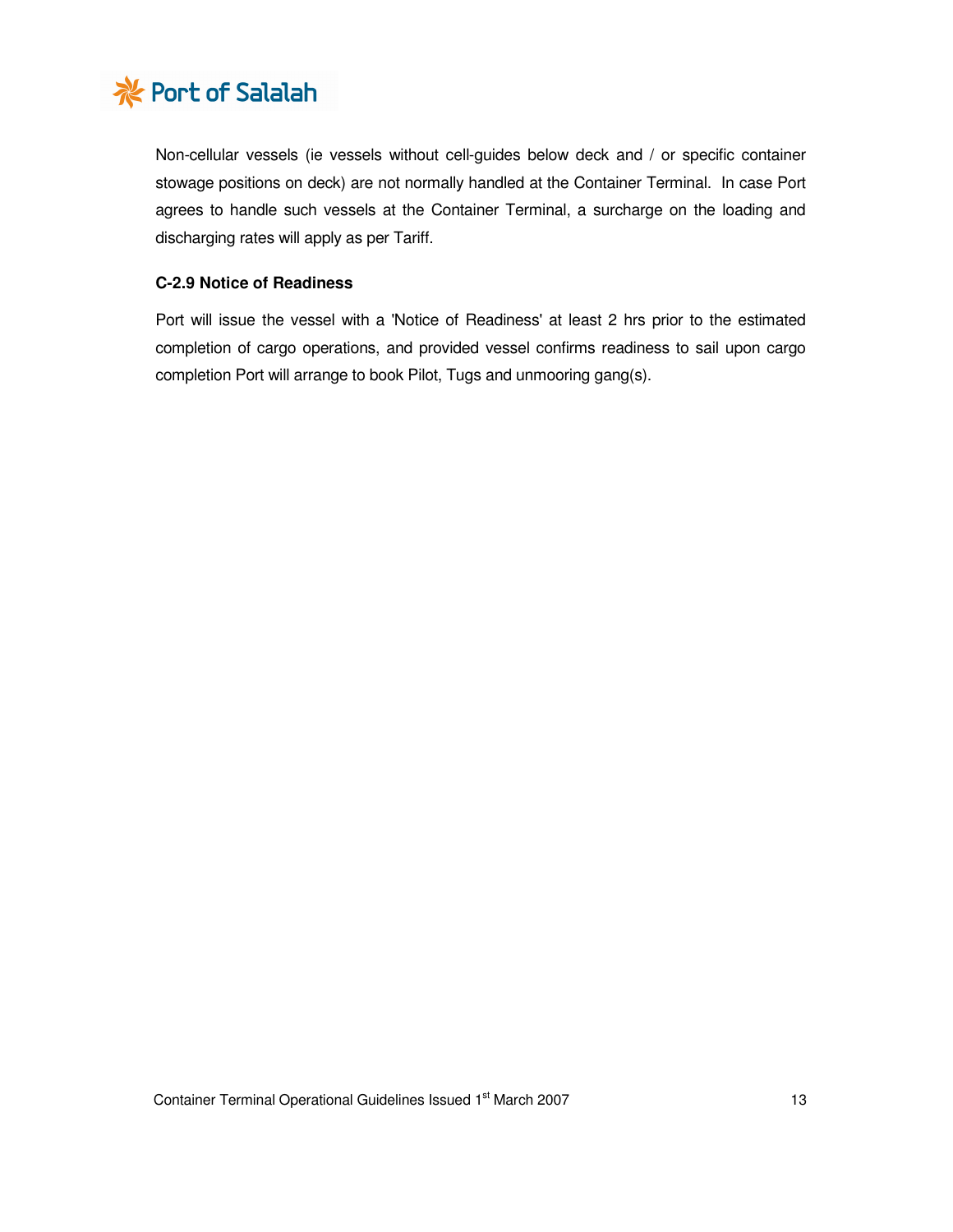Non-cellular vessels (ie vessels without cell-guides below deck and / or specific container stowage positions on deck) are not normally handled at the Container Terminal. In case Port agrees to handle such vessels at the Container Terminal, a surcharge on the loading and discharging rates will apply as per Tariff.

**C-2.9 Notice of Readiness**

Port will issue the vessel with a 'Notice of Readiness' at least 2 hrs prior to the estimated completion of cargo operations, and provided vessel confirms readiness to sail upon cargo completion Port will arrange to book Pilot, Tugs and unmooring gang(s).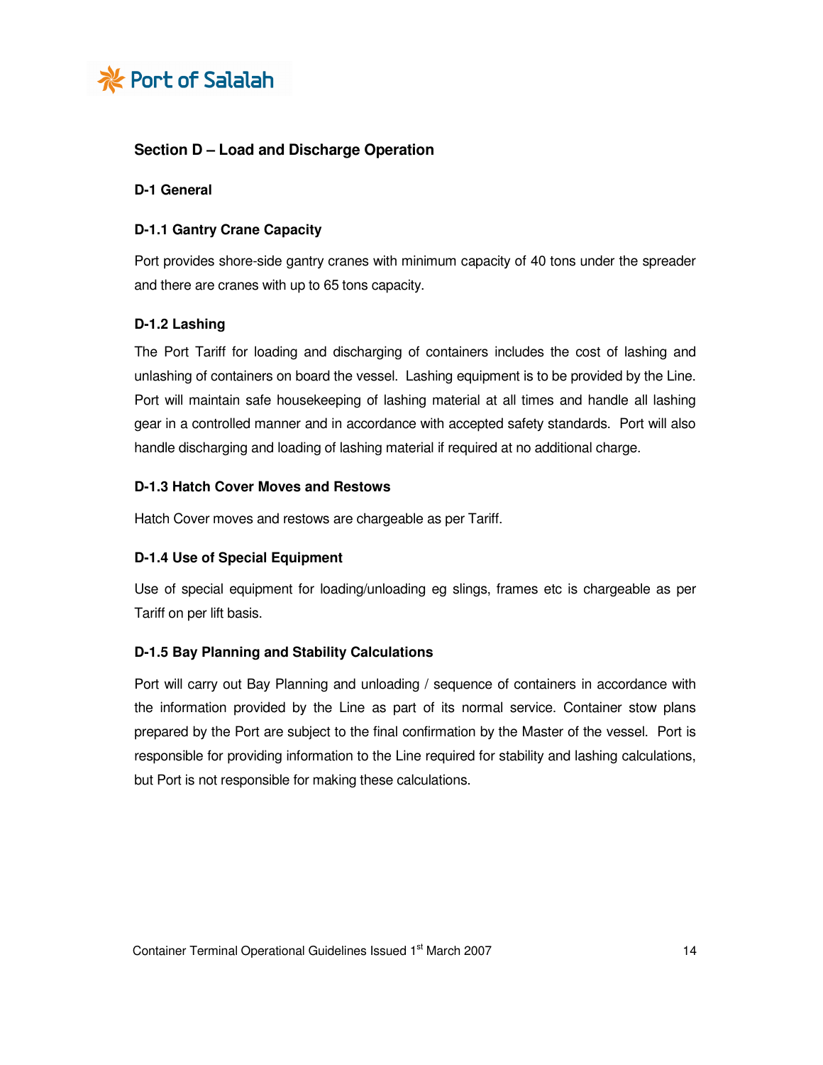## Section D – Load and Discharge Operation

### D-1 General

#### D-1.1 Gantry Crane Capacity

Port provides shore-side gantry cranes with minimum capacity of 40 tons under the spreader and there are cranes with up to 65 tons capacity.

#### D-1.2 Lashing

The Port Tariff for loading and discharging of containers includes the cost of lashing and unlashing of containers on board the vessel. Lashing equipment is to be provided by the Line. Port will maintain safe housekeeping of lashing material at all times and handle all lashing gear in a controlled manner and in accordance with accepted safety standards. Port will also handle discharging and loading of lashing material if required at no additional charge.

#### D-1.3 Hatch Cover Moves and Restows

Hatch Cover moves and restows are chargeable as per Tariff.

#### D-1.4 Use of Special Equipment

Use of special equipment for loading/unloading eg slings, frames etc is chargeable as per Tariff on per lift basis.

#### D-1.5 Bay Planning and Stability Calculations

Port will carry out Bay Planning and unloading / sequence of containers in accordance with the information provided by the Line as part of its normal service. Container stow plans prepared by the Port are subject to the final confirmation by the Master of the vessel. Port is responsible for providing information to the Line required for stability and lashing calculations, but Port is not responsible for making these calculations.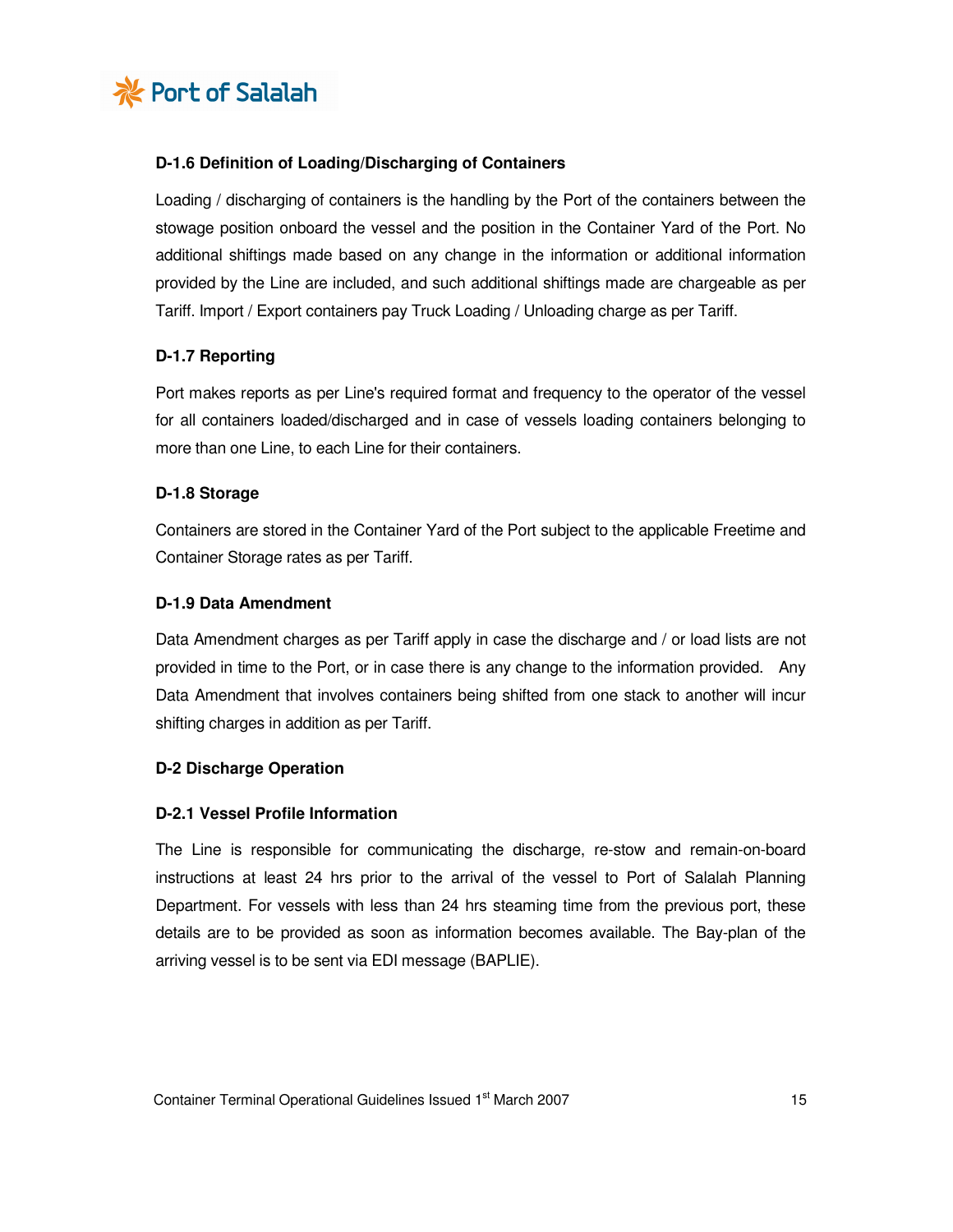### D-1.6 Definition of Loading/Discharging of Containers

Loading / discharging of containers is the handling by the Port of the containers between the stowage position onboard the vessel and the position in the Container Yard of the Port. No additional shiftings made based on any change in the information or additional information provided by the Line are included, and such additional shiftings made are chargeable as per Tariff. Import / Export containers pay Truck Loading / Unloading charge as per Tariff.

### D-1.7 Reporting

Port makes reports as per Line's required format and frequency to the operator of the vessel for all containers loaded/discharged and in case of vessels loading containers belonging to more than one Line, to each Line for their containers.

### D-1.8 Storage

Containers are stored in the Container Yard of the Port subject to the applicable Freetime and Container Storage rates as per Tariff.

### D-1.9 Data Amendment

Data Amendment charges as per Tariff apply in case the discharge and / or load lists are not provided in time to the Port, or in case there is any change to the information provided. Any Data Amendment that involves containers being shifted from one stack to another will incur shifting charges in addition as per Tariff.

## D-2 Discharge Operation

### D-2.1 Vessel Profile Information

The Line is responsible for communicating the discharge, re-stow and remain-on-board instructions at least 24 hrs prior to the arrival of the vessel to Port of Salalah Planning Department. For vessels with less than 24 hrs steaming time from the previous port, these details are to be provided as soon as information becomes available. The Bay-plan of the arriving vessel is to be sent via EDI message (BAPLIE).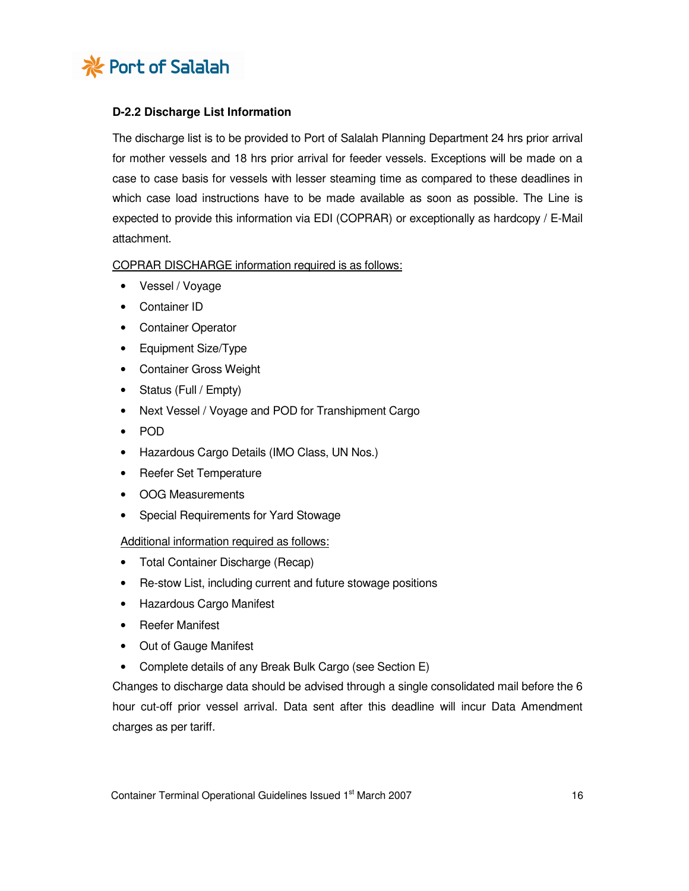### D-2.2 Discharge List Information

The discharge list is to be provided to Port of Salalah Planning Department 24 hrs prior arrival for mother vessels and 18 hrs prior arrival for feeder vessels. Exceptions will be made on a case to case basis for vessels with lesser steaming time as compared to these deadlines in which case load instructions have to be made available as soon as possible. The Line is expected to provide this information via EDI (COPRAR) or exceptionally as hardcopy / E-Mail attachment.

<u>COPRAR DISCHARGE information required is as follows:</u>

- Vessel / Voyage
- Container ID
- Container Operator
- Equipment Size/Type
- Container Gross Weight
- Status (Full / Empty)
- Next Vessel / Voyage and POD for Transhipment Cargo
- POD
- Hazardous Cargo Details (IMO Class, UN Nos.)
- Reefer Set Temperature
- OOG Measurements
- Special Requirements for Yard Stowage

<u>Additional information required as follows:</u>

- Total Container Discharge (Recap)
- Re-stow List, including current and future stowage positions
- Hazardous Cargo Manifest
- Reefer Manifest
- Out of Gauge Manifest
- Complete details of any Break Bulk Cargo (see Section E)

Changes to discharge data should be advised through a single consolidated mail before the 6 hour cut-off prior vessel arrival. Data sent after this deadline will incur Data Amendment charges as per tariff.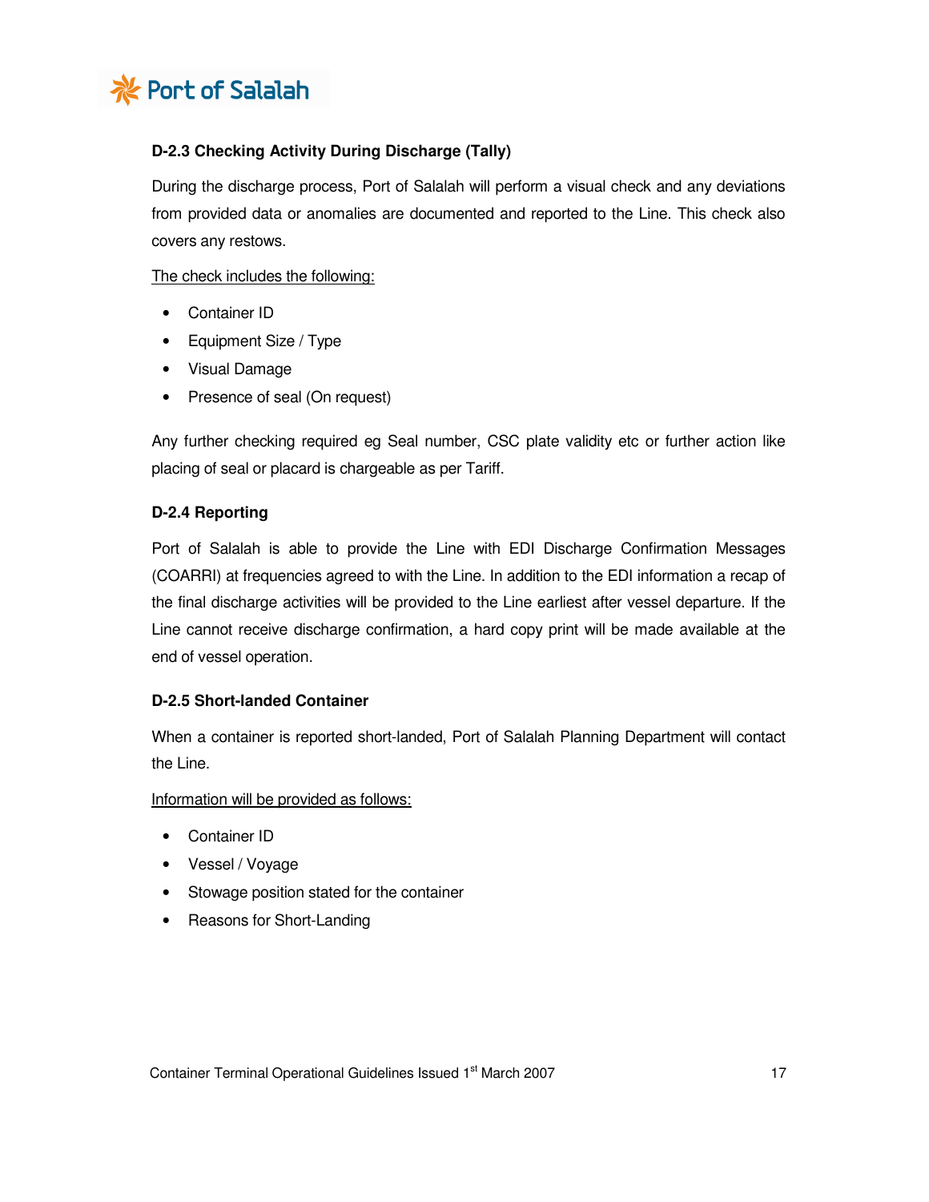### D-2.3 Checking Activity During Discharge (Tally)

During the discharge process, Port of Salalah will perform a visual check and any deviations from provided data or anomalies are documented and reported to the Line. This check also covers any restows.

<u>The check includes the following:</u>

- Container ID
- Equipment Size / Type
- Visual Damage
- Presence of seal (On request)

Any further checking required eg Seal number, CSC plate validity etc or further action like placing of seal or placard is chargeable as per Tariff.

### D-2.4 Reporting

Port of Salalah is able to provide the Line with EDI Discharge Confirmation Messages (COARRI) at frequencies agreed to with the Line. In addition to the EDI information a recap of the final discharge activities will be provided to the Line earliest after vessel departure. If the Line cannot receive discharge confirmation, a hard copy print will be made available at the end of vessel operation.

### D-2.5 Short-landed Container

When a container is reported short-landed, Port of Salalah Planning Department will contact the Line.

<u>Information will be provided as follows:</u>

- Container ID
- Vessel / Voyage
- Stowage position stated for the container
- Reasons for Short-Landing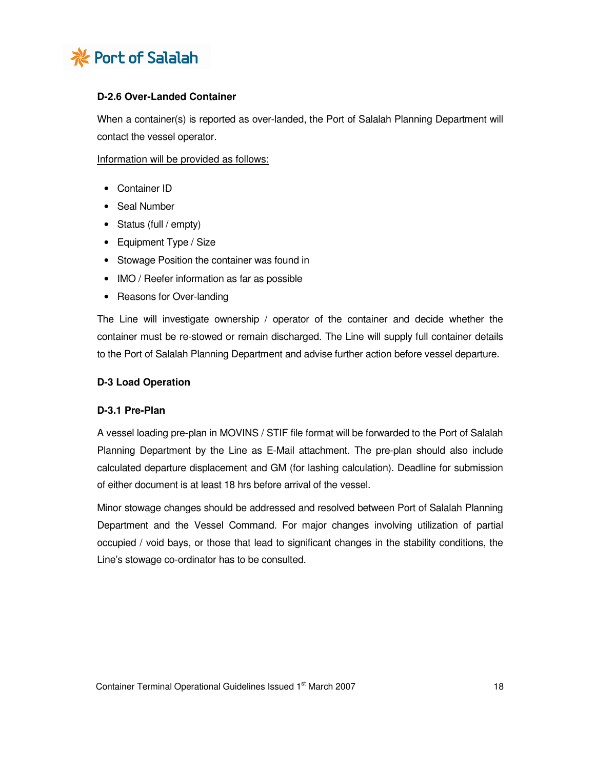#### D-2.6 Over-Landed Container

When a container(s) is reported as over-landed, the Port of Salalah Planning Department will contact the vessel operator.

Information will be provided as follows:

- Container ID
- Seal Number
- Status (full / empty)
- Equipment Type / Size
- Stowage Position the container was found in
- IMO / Reefer information as far as possible
- Reasons for Over-landing

The Line will investigate ownership / operator of the container and decide whether the container must be re-stowed or remain discharged. The Line will supply full container details to the Port of Salalah Planning Department and advise further action before vessel departure.

### D-3 Load Operation

#### D-3.1 Pre-Plan

A vessel loading pre-plan in MOVINS / STIF file format will be forwarded to the Port of Salalah Planning Department by the Line as E-Mail attachment. The pre-plan should also include calculated departure displacement and GM (for lashing calculation). Deadline for submission of either document is at least 18 hrs before arrival of the vessel.

Minor stowage changes should be addressed and resolved between Port of Salalah Planning Department and the Vessel Command. For major changes involving utilization of partial occupied / void bays, or those that lead to significant changes in the stability conditions, the Line's stowage co-ordinator has to be consulted.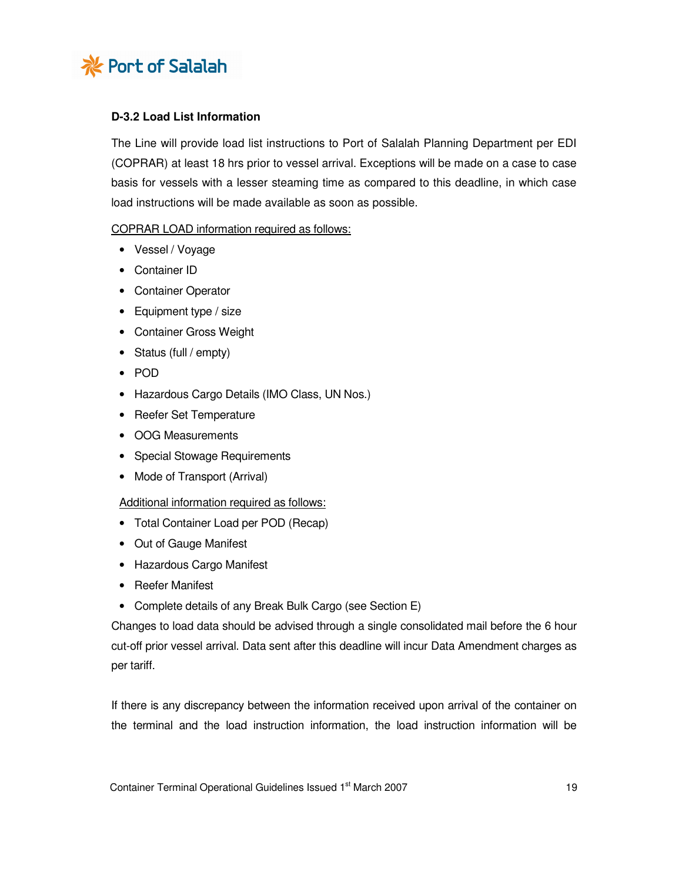#### D-3.2 Load List Information

The Line will provide load list instructions to Port of Salalah Planning Department per EDI (COPRAR) at least 18 hrs prior to vessel arrival. Exceptions will be made on a case to case basis for vessels with a lesser steaming time as compared to this deadline, in which case load instructions will be made available as soon as possible.

<u>COPRAR LOAD information required as follows:</u>

- Vessel / Voyage
- Container ID
- Container Operator
- Equipment type / size
- Container Gross Weight
- Status (full / empty)
- POD
- Hazardous Cargo Details (IMO Class, UN Nos.)
- Reefer Set Temperature
- OOG Measurements
- Special Stowage Requirements
- Mode of Transport (Arrival)

<u>Additional information required as follows:</u>

- Total Container Load per POD (Recap)
- Out of Gauge Manifest
- Hazardous Cargo Manifest
- Reefer Manifest
- Complete details of any Break Bulk Cargo (see Section E)

Changes to load data should be advised through a single consolidated mail before the 6 hour cut-off prior vessel arrival. Data sent after this deadline will incur Data Amendment charges as per tariff.

If there is any discrepancy between the information received upon arrival of the container on the terminal and the load instruction information, the load instruction information will be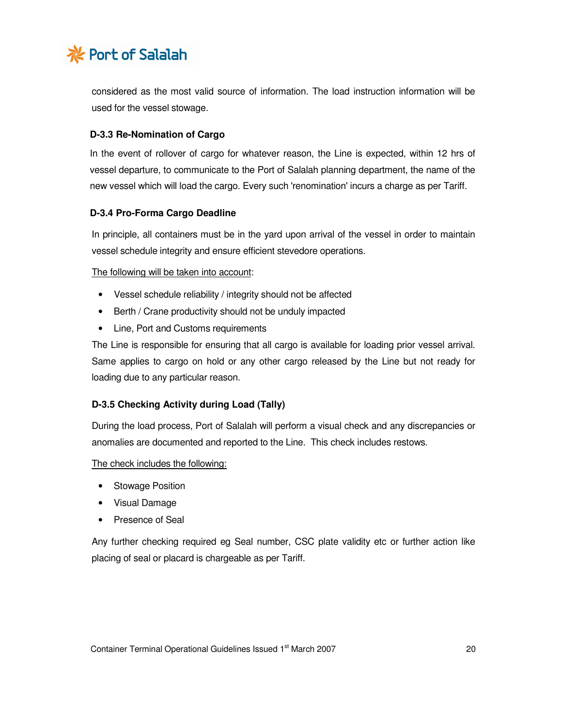considered as the most valid source of information. The load instruction information will be used for the vessel stowage.

### D-3.3 Re-Nomination of Cargo

In the event of rollover of cargo for whatever reason, the Line is expected, within 12 hrs of vessel departure, to communicate to the Port of Salalah planning department, the name of the new vessel which will load the cargo. Every such 'renomination' incurs a charge as per Tariff.

### D-3.4 Pro-Forma Cargo Deadline

In principle, all containers must be in the yard upon arrival of the vessel in order to maintain vessel schedule integrity and ensure efficient stevedore operations.

<u>The following will be taken into account</u>:

- Vessel schedule reliability / integrity should not be affected
- Berth / Crane productivity should not be unduly impacted
- Line, Port and Customs requirements

The Line is responsible for ensuring that all cargo is available for loading prior vessel arrival. Same applies to cargo on hold or any other cargo released by the Line but not ready for loading due to any particular reason.

### D-3.5 Checking Activity during Load (Tally)

During the load process, Port of Salalah will perform a visual check and any discrepancies or anomalies are documented and reported to the Line. This check includes restows.

<u>The check includes the following:</u>

- Stowage Position
- Visual Damage
- Presence of Seal

Any further checking required eg Seal number, CSC plate validity etc or further action like placing of seal or placard is chargeable as per Tariff.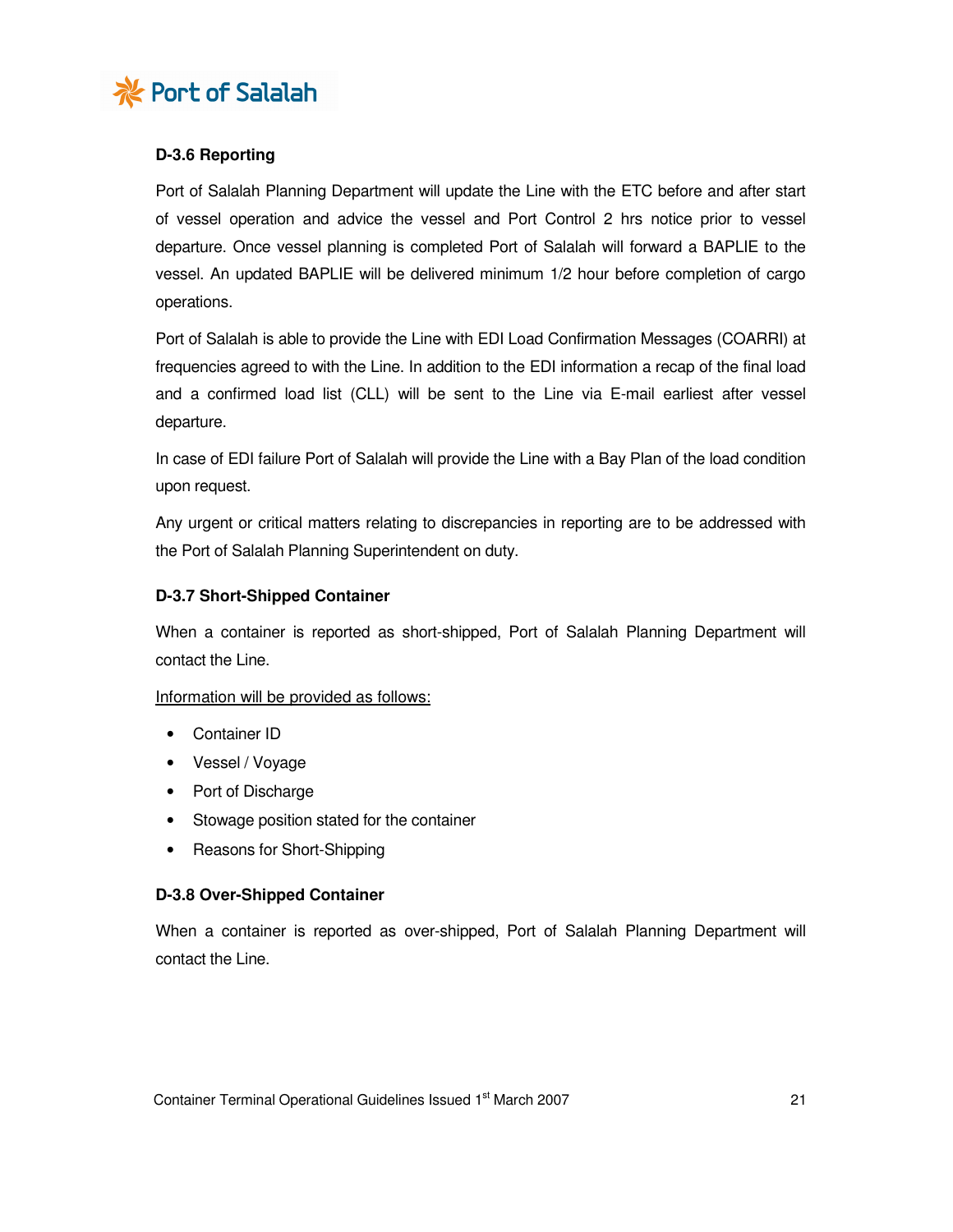### D-3.6 Reporting

Port of Salalah Planning Department will update the Line with the ETC before and after start of vessel operation and advice the vessel and Port Control 2 hrs notice prior to vessel departure. Once vessel planning is completed Port of Salalah will forward a BAPLIE to the vessel. An updated BAPLIE will be delivered minimum 1/2 hour before completion of cargo operations.

Port of Salalah is able to provide the Line with EDI Load Confirmation Messages (COARRI) at frequencies agreed to with the Line. In addition to the EDI information a recap of the final load and a confirmed load list (CLL) will be sent to the Line via E-mail earliest after vessel departure.

In case of EDI failure Port of Salalah will provide the Line with a Bay Plan of the load condition upon request.

Any urgent or critical matters relating to discrepancies in reporting are to be addressed with the Port of Salalah Planning Superintendent on duty.

### D-3.7 Short-Shipped Container

When a container is reported as short-shipped, Port of Salalah Planning Department will contact the Line.

Information will be provided as follows:

- Container ID
- Vessel / Voyage
- Port of Discharge
- Stowage position stated for the container
- Reasons for Short-Shipping

### D-3.8 Over-Shipped Container

When a container is reported as over-shipped, Port of Salalah Planning Department will contact the Line.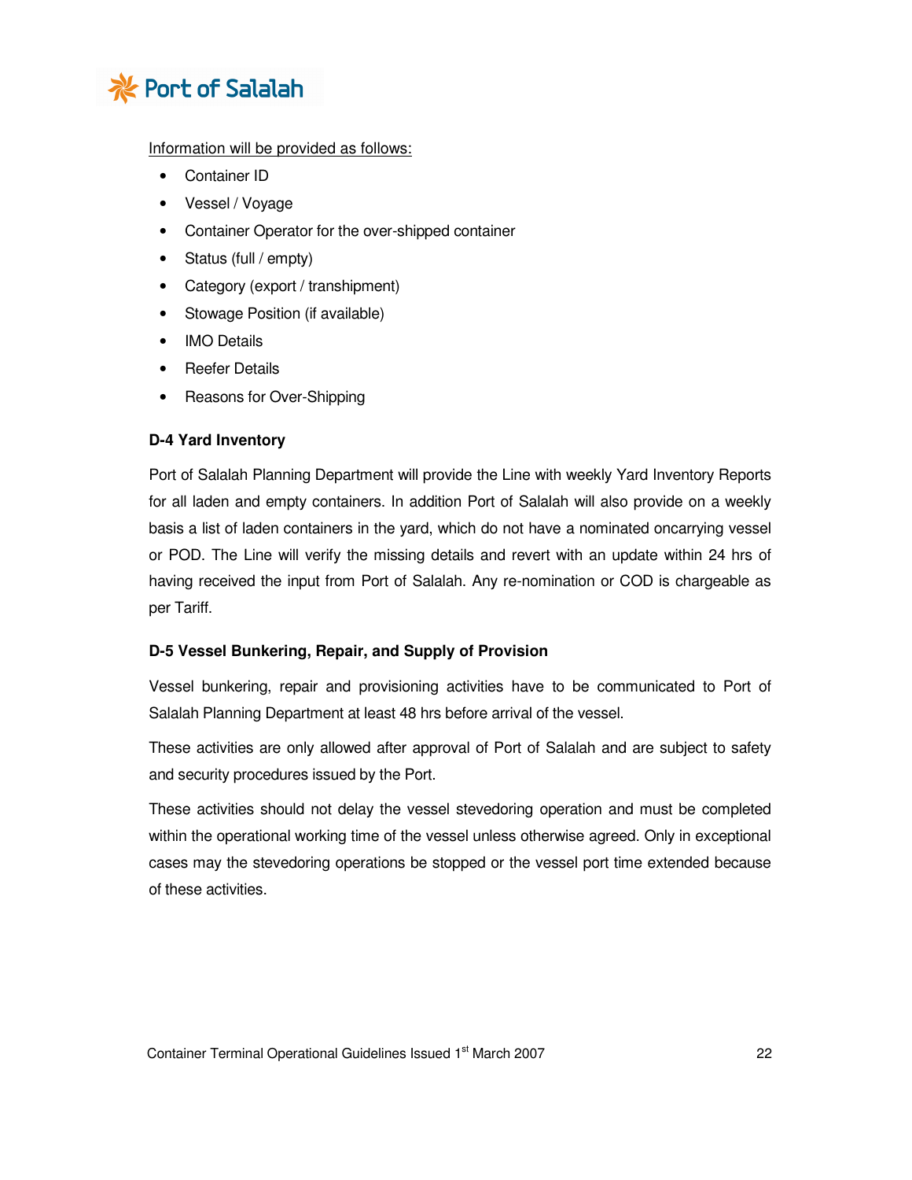Information will be provided as follows:

- Container ID
- Vessel / Voyage
- Container Operator for the over-shipped container
- Status (full / empty)
- Category (export / transhipment)
- Stowage Position (if available)
- IMO Details
- Reefer Details
- Reasons for Over-Shipping

**D-4 Yard Inventory**

Port of Salalah Planning Department will provide the Line with weekly Yard Inventory Reports for all laden and empty containers. In addition Port of Salalah will also provide on a weekly basis a list of laden containers in the yard, which do not have a nominated oncarrying vessel or POD. The Line will verify the missing details and revert with an update within 24 hrs of having received the input from Port of Salalah. Any re-nomination or COD is chargeable as per Tariff.

**D-5 Vessel Bunkering, Repair, and Supply of Provision**

Vessel bunkering, repair and provisioning activities have to be communicated to Port of Salalah Planning Department at least 48 hrs before arrival of the vessel.

These activities are only allowed after approval of Port of Salalah and are subject to safety and security procedures issued by the Port.

These activities should not delay the vessel stevedoring operation and must be completed within the operational working time of the vessel unless otherwise agreed. Only in exceptional cases may the stevedoring operations be stopped or the vessel port time extended because of these activities.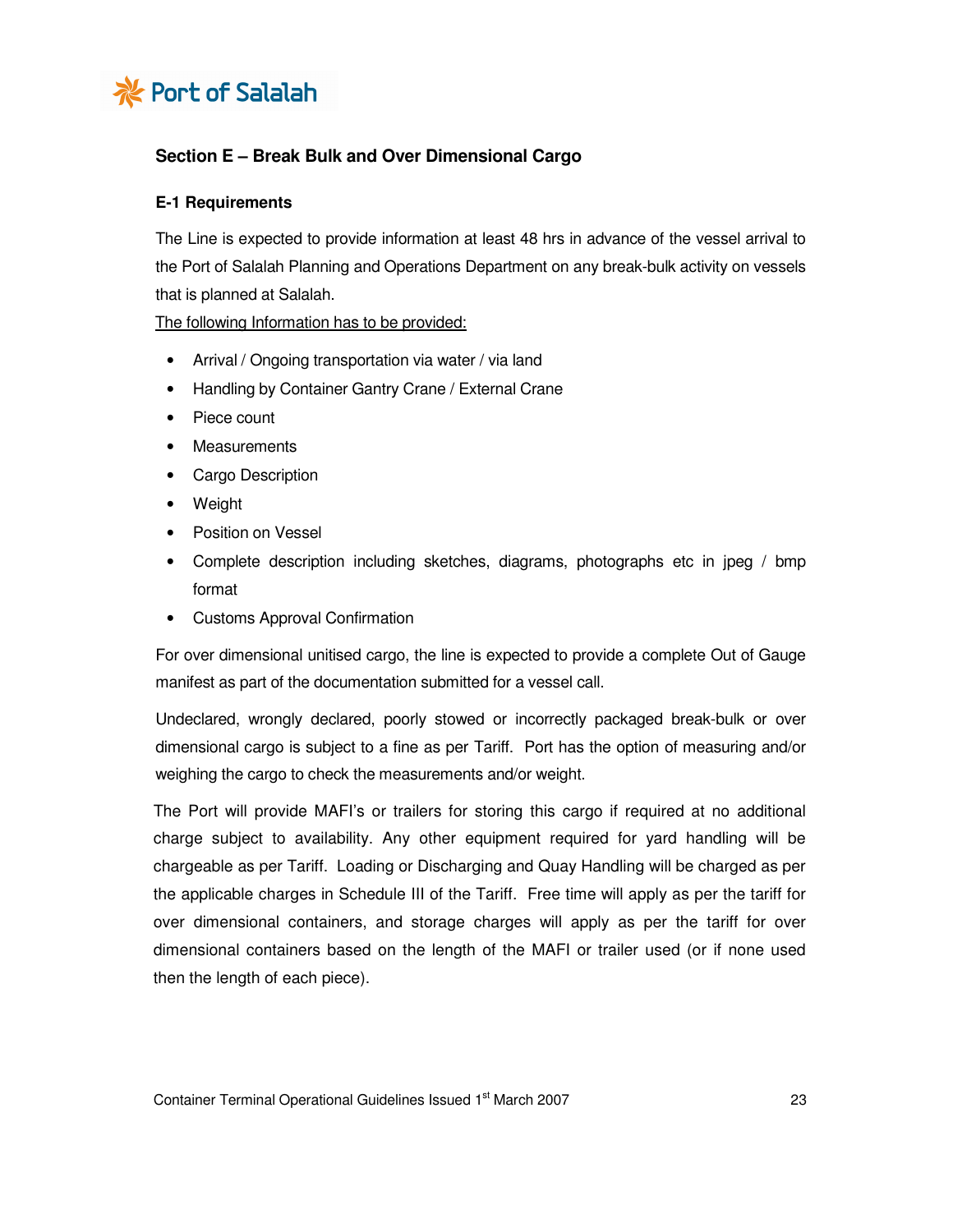## Section E – Break Bulk and Over Dimensional Cargo

### E-1 Requirements

The Line is expected to provide information at least 48 hrs in advance of the vessel arrival to the Port of Salalah Planning and Operations Department on any break-bulk activity on vessels that is planned at Salalah.

<u>The following Information has to be provided:</u>

- Arrival / Ongoing transportation via water / via land
- Handling by Container Gantry Crane / External Crane
- Piece count
- Measurements
- Cargo Description
- Weight
- Position on Vessel
- Complete description including sketches, diagrams, photographs etc in jpeg / bmp format
- Customs Approval Confirmation

For over dimensional unitised cargo, the line is expected to provide a complete Out of Gauge manifest as part of the documentation submitted for a vessel call.

Undeclared, wrongly declared, poorly stowed or incorrectly packaged break-bulk or over dimensional cargo is subject to a fine as per Tariff. Port has the option of measuring and/or weighing the cargo to check the measurements and/or weight.

The Port will provide MAFI's or trailers for storing this cargo if required at no additional charge subject to availability. Any other equipment required for yard handling will be chargeable as per Tariff. Loading or Discharging and Quay Handling will be charged as per the applicable charges in Schedule III of the Tariff. Free time will apply as per the tariff for over dimensional containers, and storage charges will apply as per the tariff for over dimensional containers based on the length of the MAFI or trailer used (or if none used then the length of each piece).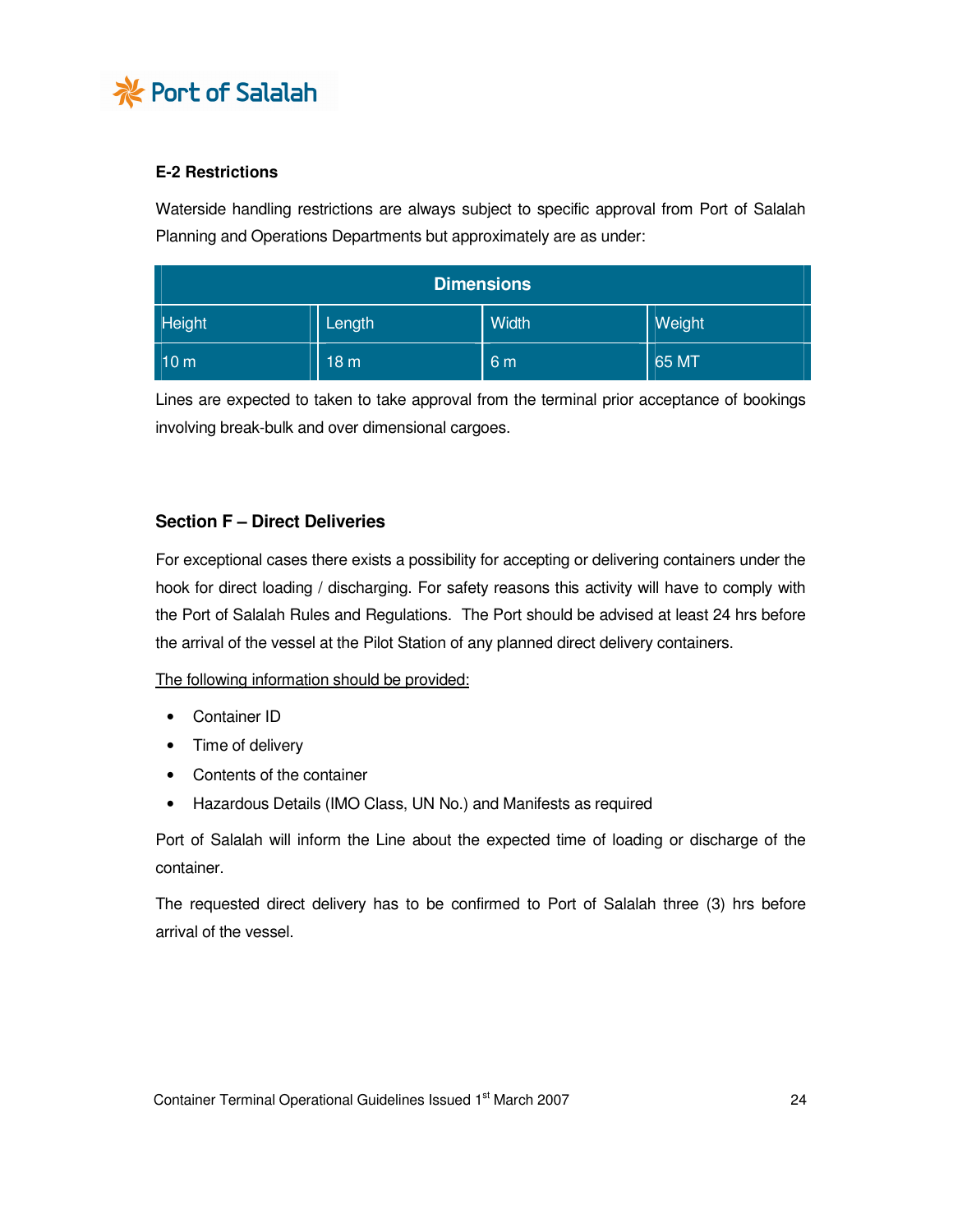### E-2 Restrictions

Waterside handling restrictions are always subject to specific approval from Port of Salalah Planning and Operations Departments but approximately are as under:

| Dimensions | | | |
|---|---|---|---|
| Height | Length | Width | Weight |
| 10 m | 18 m | 6 m | 65 MT |

Lines are expected to taken to take approval from the terminal prior acceptance of bookings involving break-bulk and over dimensional cargoes.

### Section F – Direct Deliveries

For exceptional cases there exists a possibility for accepting or delivering containers under the hook for direct loading / discharging. For safety reasons this activity will have to comply with the Port of Salalah Rules and Regulations. The Port should be advised at least 24 hrs before the arrival of the vessel at the Pilot Station of any planned direct delivery containers.

<u>The following information should be provided:</u>

- Container ID
- Time of delivery
- Contents of the container
- Hazardous Details (IMO Class, UN No.) and Manifests as required

Port of Salalah will inform the Line about the expected time of loading or discharge of the container.

The requested direct delivery has to be confirmed to Port of Salalah three (3) hrs before arrival of the vessel.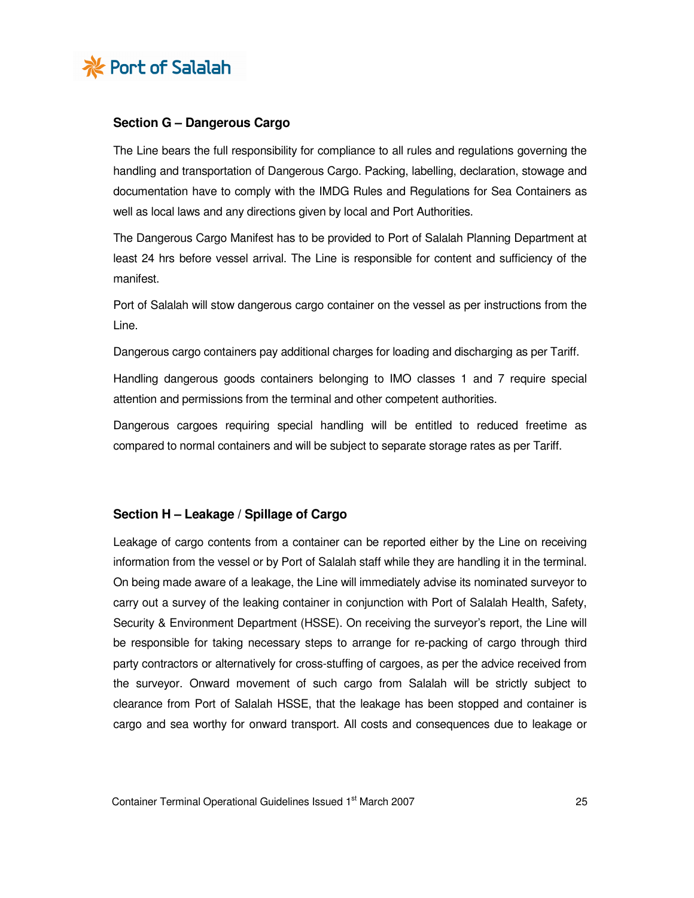## Section G – Dangerous Cargo

The Line bears the full responsibility for compliance to all rules and regulations governing the handling and transportation of Dangerous Cargo. Packing, labelling, declaration, stowage and documentation have to comply with the IMDG Rules and Regulations for Sea Containers as well as local laws and any directions given by local and Port Authorities.

The Dangerous Cargo Manifest has to be provided to Port of Salalah Planning Department at least 24 hrs before vessel arrival. The Line is responsible for content and sufficiency of the manifest.

Port of Salalah will stow dangerous cargo container on the vessel as per instructions from the Line.

Dangerous cargo containers pay additional charges for loading and discharging as per Tariff.

Handling dangerous goods containers belonging to IMO classes 1 and 7 require special attention and permissions from the terminal and other competent authorities.

Dangerous cargoes requiring special handling will be entitled to reduced freetime as compared to normal containers and will be subject to separate storage rates as per Tariff.

## Section H – Leakage / Spillage of Cargo

Leakage of cargo contents from a container can be reported either by the Line on receiving information from the vessel or by Port of Salalah staff while they are handling it in the terminal. On being made aware of a leakage, the Line will immediately advise its nominated surveyor to carry out a survey of the leaking container in conjunction with Port of Salalah Health, Safety, Security & Environment Department (HSSE). On receiving the surveyor's report, the Line will be responsible for taking necessary steps to arrange for re-packing of cargo through third party contractors or alternatively for cross-stuffing of cargoes, as per the advice received from the surveyor. Onward movement of such cargo from Salalah will be strictly subject to clearance from Port of Salalah HSSE, that the leakage has been stopped and container is cargo and sea worthy for onward transport. All costs and consequences due to leakage or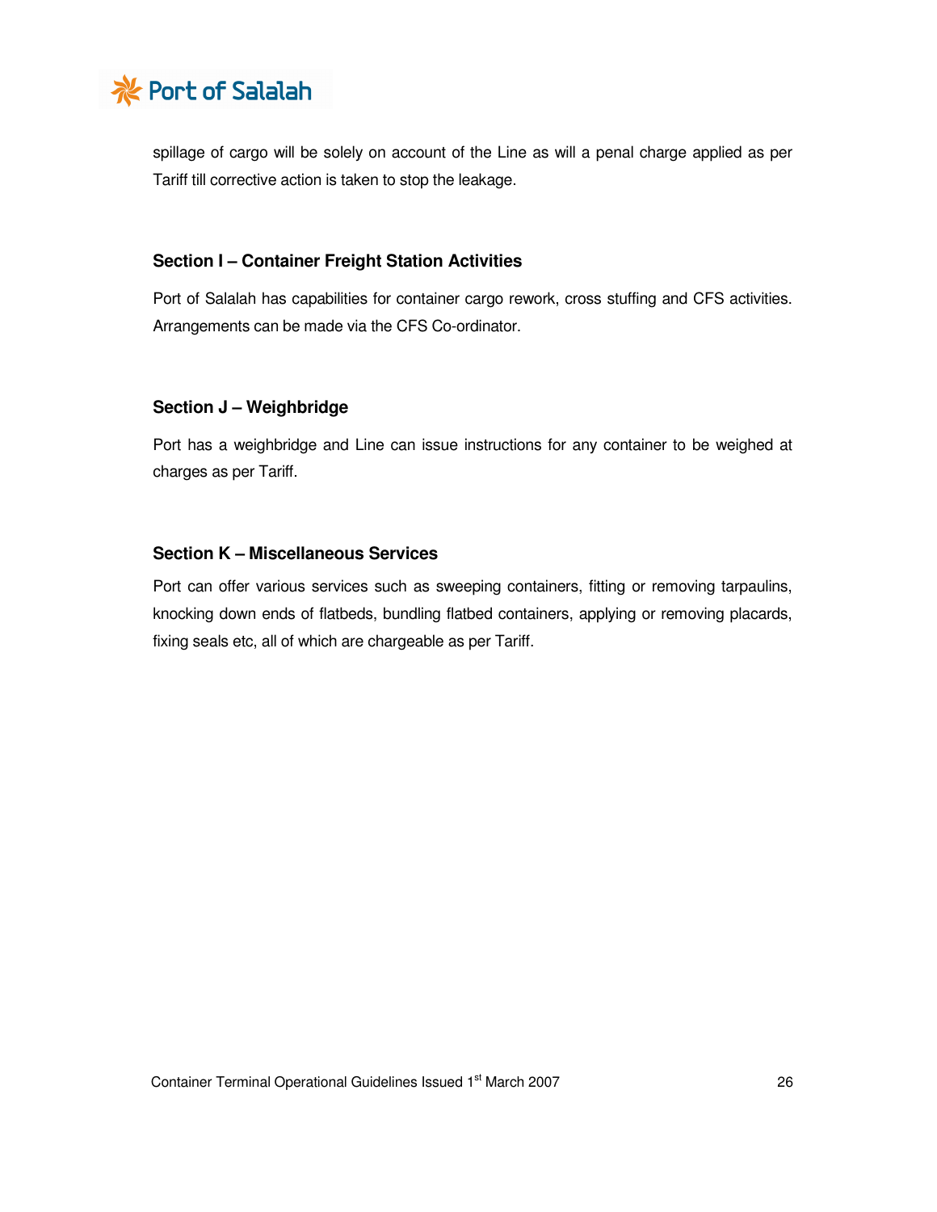spillage of cargo will be solely on account of the Line as will a penal charge applied as per Tariff till corrective action is taken to stop the leakage.

### Section I – Container Freight Station Activities

Port of Salalah has capabilities for container cargo rework, cross stuffing and CFS activities. Arrangements can be made via the CFS Co-ordinator.

### Section J – Weighbridge

Port has a weighbridge and Line can issue instructions for any container to be weighed at charges as per Tariff.

### Section K – Miscellaneous Services

Port can offer various services such as sweeping containers, fitting or removing tarpaulins, knocking down ends of flatbeds, bundling flatbed containers, applying or removing placards, fixing seals etc, all of which are chargeable as per Tariff.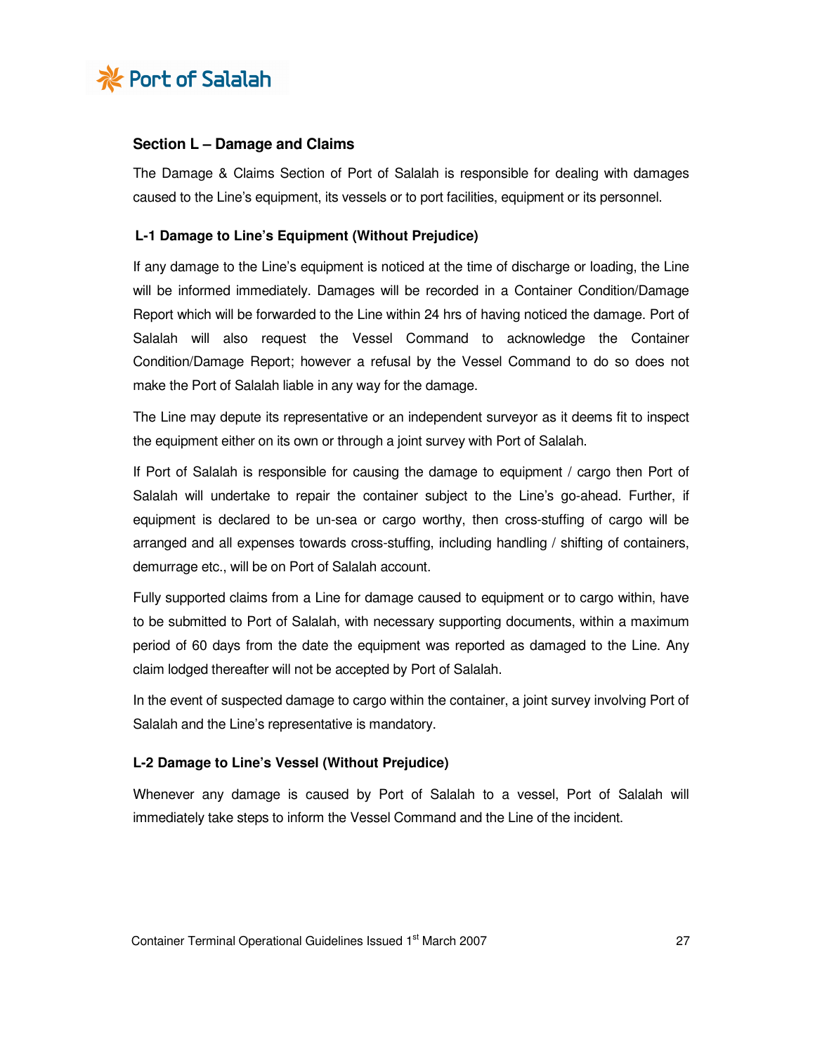## Section L – Damage and Claims

The Damage & Claims Section of Port of Salalah is responsible for dealing with damages caused to the Line's equipment, its vessels or to port facilities, equipment or its personnel.

### L-1 Damage to Line's Equipment (Without Prejudice)

If any damage to the Line's equipment is noticed at the time of discharge or loading, the Line will be informed immediately. Damages will be recorded in a Container Condition/Damage Report which will be forwarded to the Line within 24 hrs of having noticed the damage. Port of Salalah will also request the Vessel Command to acknowledge the Container Condition/Damage Report; however a refusal by the Vessel Command to do so does not make the Port of Salalah liable in any way for the damage.

The Line may depute its representative or an independent surveyor as it deems fit to inspect the equipment either on its own or through a joint survey with Port of Salalah.

If Port of Salalah is responsible for causing the damage to equipment / cargo then Port of Salalah will undertake to repair the container subject to the Line's go-ahead. Further, if equipment is declared to be un-sea or cargo worthy, then cross-stuffing of cargo will be arranged and all expenses towards cross-stuffing, including handling / shifting of containers, demurrage etc., will be on Port of Salalah account.

Fully supported claims from a Line for damage caused to equipment or to cargo within, have to be submitted to Port of Salalah, with necessary supporting documents, within a maximum period of 60 days from the date the equipment was reported as damaged to the Line. Any claim lodged thereafter will not be accepted by Port of Salalah.

In the event of suspected damage to cargo within the container, a joint survey involving Port of Salalah and the Line's representative is mandatory.

### L-2 Damage to Line's Vessel (Without Prejudice)

Whenever any damage is caused by Port of Salalah to a vessel, Port of Salalah will immediately take steps to inform the Vessel Command and the Line of the incident.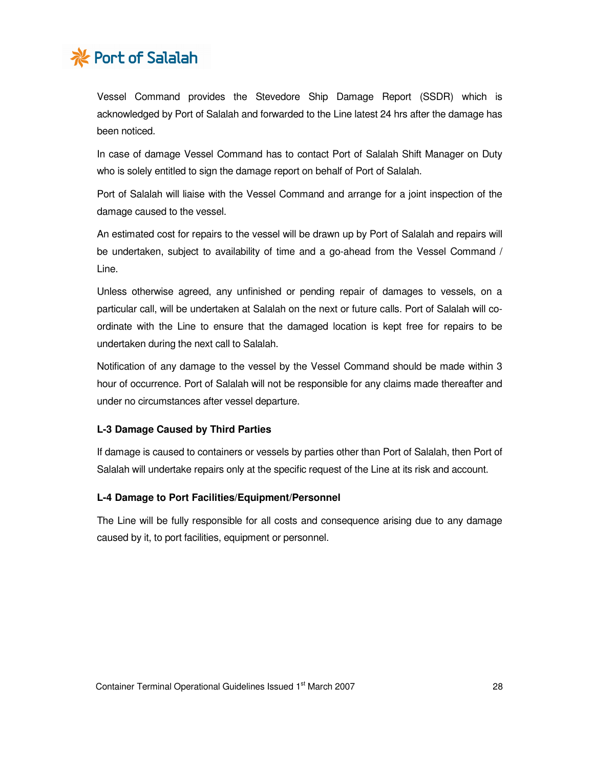Vessel Command provides the Stevedore Ship Damage Report (SSDR) which is acknowledged by Port of Salalah and forwarded to the Line latest 24 hrs after the damage has been noticed.

In case of damage Vessel Command has to contact Port of Salalah Shift Manager on Duty who is solely entitled to sign the damage report on behalf of Port of Salalah.

Port of Salalah will liaise with the Vessel Command and arrange for a joint inspection of the damage caused to the vessel.

An estimated cost for repairs to the vessel will be drawn up by Port of Salalah and repairs will be undertaken, subject to availability of time and a go-ahead from the Vessel Command / Line.

Unless otherwise agreed, any unfinished or pending repair of damages to vessels, on a particular call, will be undertaken at Salalah on the next or future calls. Port of Salalah will co-ordinate with the Line to ensure that the damaged location is kept free for repairs to be undertaken during the next call to Salalah.

Notification of any damage to the vessel by the Vessel Command should be made within 3 hour of occurrence. Port of Salalah will not be responsible for any claims made thereafter and under no circumstances after vessel departure.

#### L-3 Damage Caused by Third Parties

If damage is caused to containers or vessels by parties other than Port of Salalah, then Port of Salalah will undertake repairs only at the specific request of the Line at its risk and account.

#### L-4 Damage to Port Facilities/Equipment/Personnel

The Line will be fully responsible for all costs and consequence arising due to any damage caused by it, to port facilities, equipment or personnel.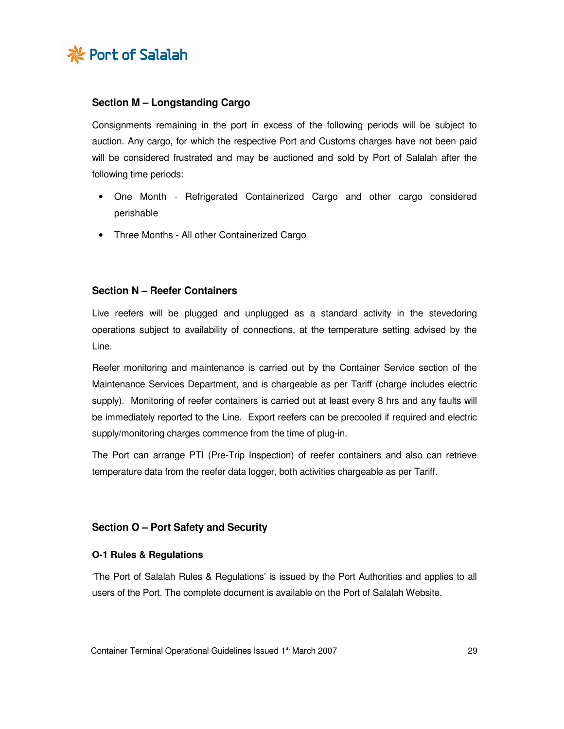## Section M – Longstanding Cargo

Consignments remaining in the port in excess of the following periods will be subject to auction. Any cargo, for which the respective Port and Customs charges have not been paid will be considered frustrated and may be auctioned and sold by Port of Salalah after the following time periods:

- One Month - Refrigerated Containerized Cargo and other cargo considered perishable
- Three Months - All other Containerized Cargo

## Section N – Reefer Containers

Live reefers will be plugged and unplugged as a standard activity in the stevedoring operations subject to availability of connections, at the temperature setting advised by the Line.

Reefer monitoring and maintenance is carried out by the Container Service section of the Maintenance Services Department, and is chargeable as per Tariff (charge includes electric supply). Monitoring of reefer containers is carried out at least every 8 hrs and any faults will be immediately reported to the Line. Export reefers can be precooled if required and electric supply/monitoring charges commence from the time of plug-in.

The Port can arrange PTI (Pre-Trip Inspection) of reefer containers and also can retrieve temperature data from the reefer data logger, both activities chargeable as per Tariff.

## Section O – Port Safety and Security

### O-1 Rules & Regulations

'The Port of Salalah Rules & Regulations' is issued by the Port Authorities and applies to all users of the Port. The complete document is available on the Port of Salalah Website.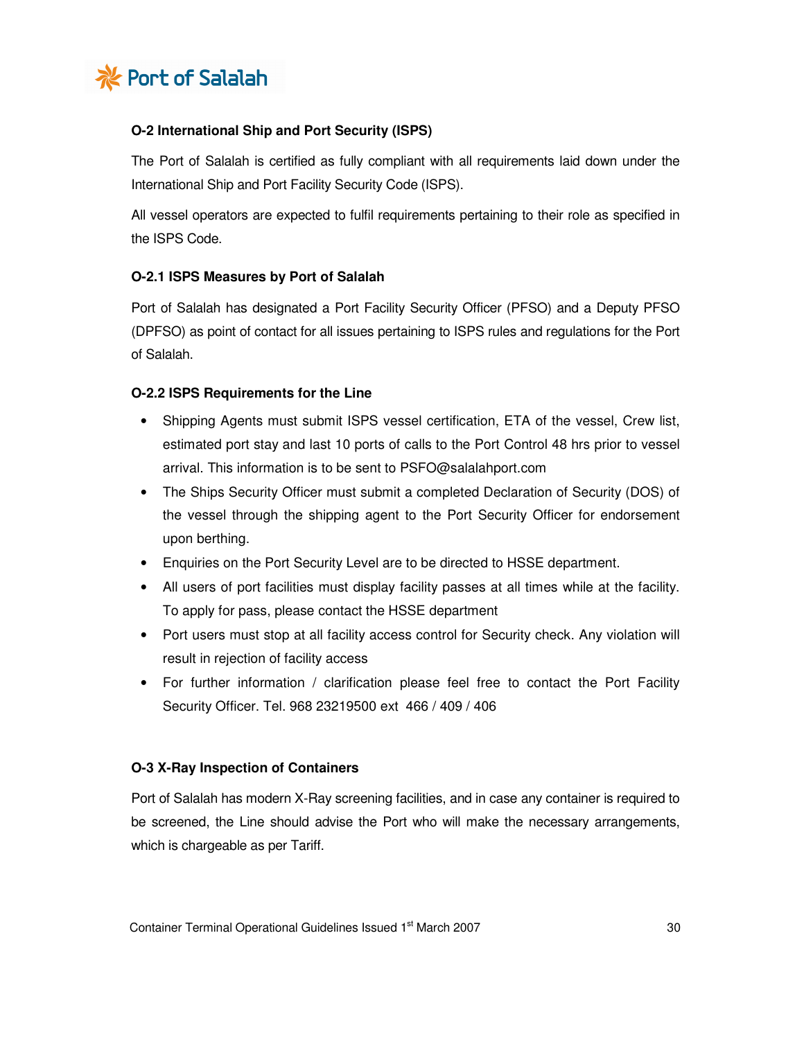### O-2 International Ship and Port Security (ISPS)

The Port of Salalah is certified as fully compliant with all requirements laid down under the International Ship and Port Facility Security Code (ISPS).

All vessel operators are expected to fulfil requirements pertaining to their role as specified in the ISPS Code.

### O-2.1 ISPS Measures by Port of Salalah

Port of Salalah has designated a Port Facility Security Officer (PFSO) and a Deputy PFSO (DPFSO) as point of contact for all issues pertaining to ISPS rules and regulations for the Port of Salalah.

### O-2.2 ISPS Requirements for the Line

- Shipping Agents must submit ISPS vessel certification, ETA of the vessel, Crew list, estimated port stay and last 10 ports of calls to the Port Control 48 hrs prior to vessel arrival. This information is to be sent to PSFO@salalahport.com
- The Ships Security Officer must submit a completed Declaration of Security (DOS) of the vessel through the shipping agent to the Port Security Officer for endorsement upon berthing.
- Enquiries on the Port Security Level are to be directed to HSSE department.
- All users of port facilities must display facility passes at all times while at the facility. To apply for pass, please contact the HSSE department
- Port users must stop at all facility access control for Security check. Any violation will result in rejection of facility access
- For further information / clarification please feel free to contact the Port Facility Security Officer. Tel. 968 23219500 ext 466 / 409 / 406

### O-3 X-Ray Inspection of Containers

Port of Salalah has modern X-Ray screening facilities, and in case any container is required to be screened, the Line should advise the Port who will make the necessary arrangements, which is chargeable as per Tariff.